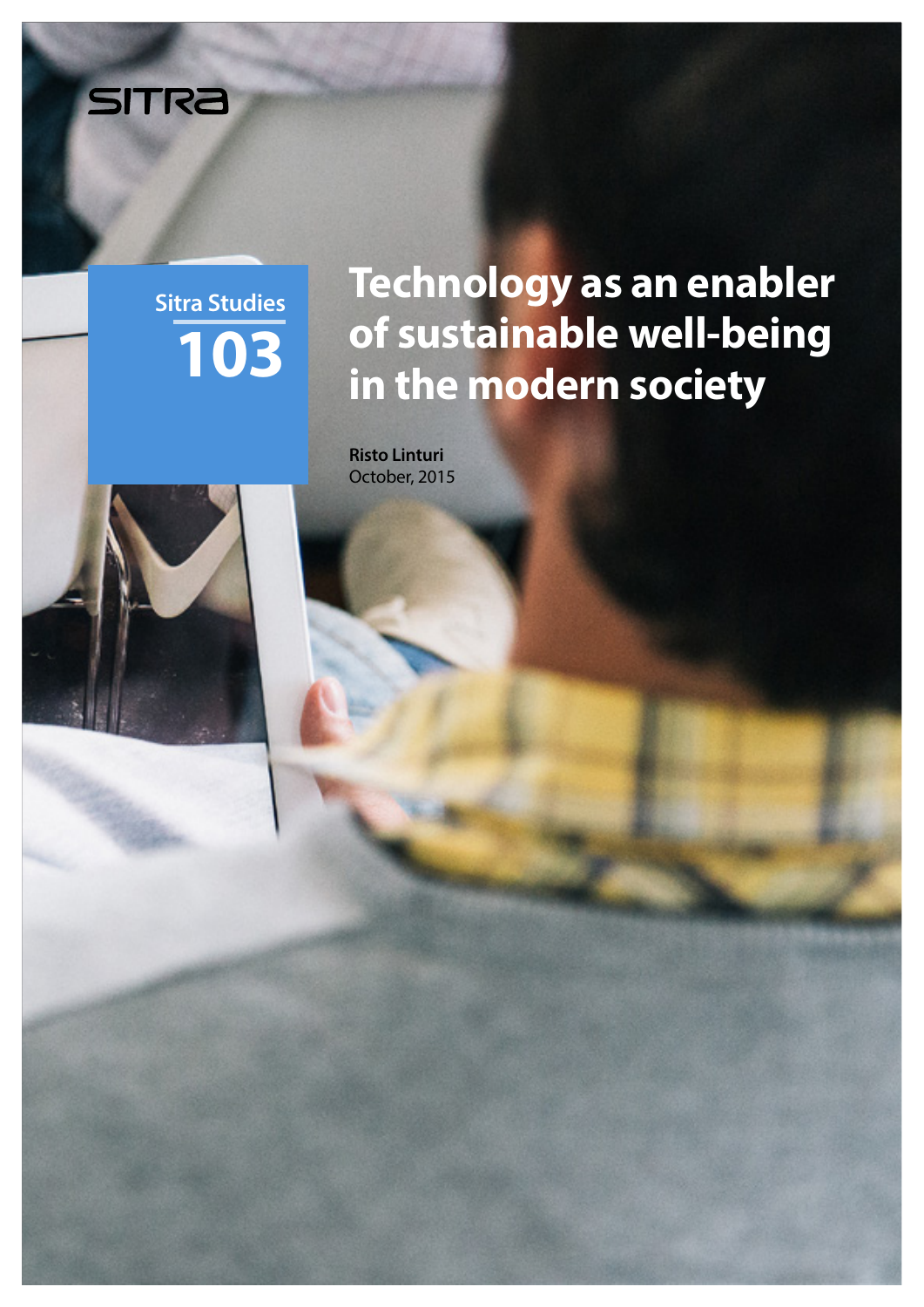SITRA

Sitra Studies

103

# Technology as an enabler of sustainable well-being in the modern society

**Risto Linturi**

October, 2015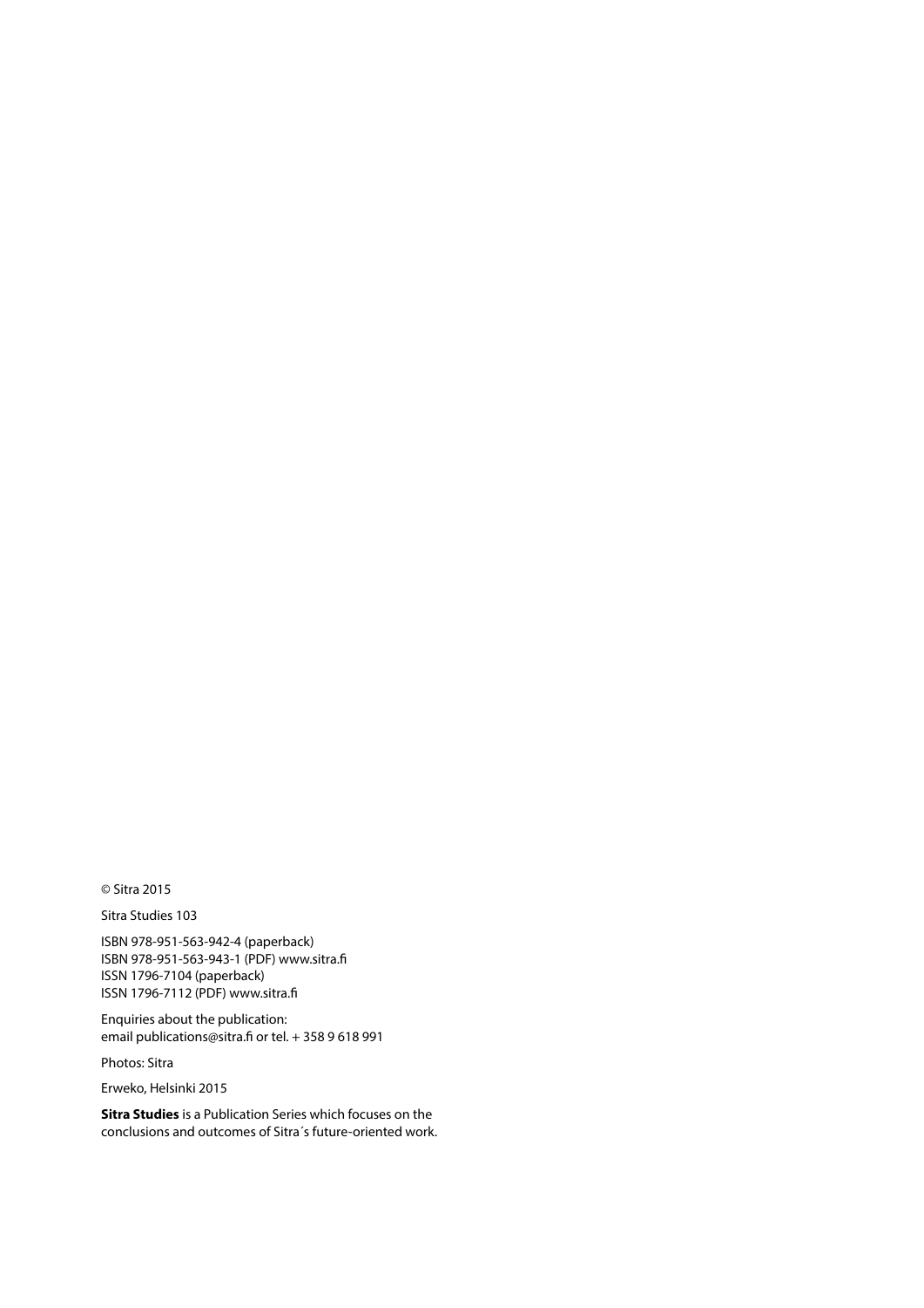© Sitra 2015

Sitra Studies 103

ISBN 978-951-563-942-4 (paperback)
ISBN 978-951-563-943-1 (PDF) www.sitra.fi
ISSN 1796-7104 (paperback)
ISSN 1796-7112 (PDF) www.sitra.fi

Enquiries about the publication:
email publications@sitra.fi or tel. + 358 9 618 991

Photos: Sitra

Erweko, Helsinki 2015

**Sitra Studies** is a Publication Series which focuses on the conclusions and outcomes of Sitra´s future-oriented work.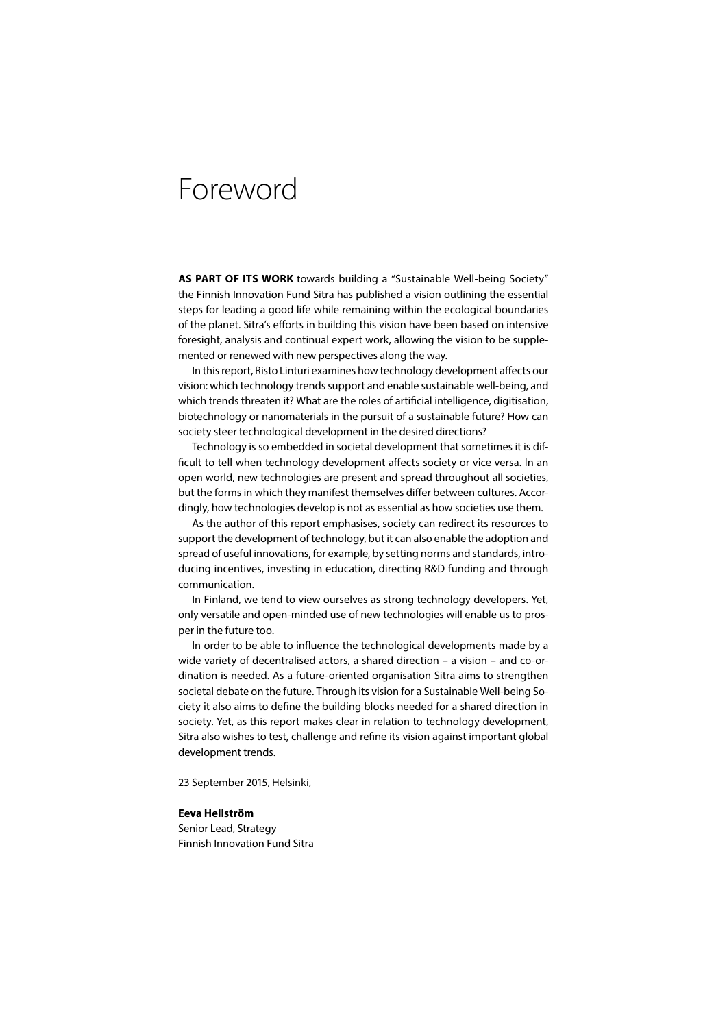# Foreword

**AS PART OF ITS WORK** towards building a "Sustainable Well-being Society" the Finnish Innovation Fund Sitra has published a vision outlining the essential steps for leading a good life while remaining within the ecological boundaries of the planet. Sitra's efforts in building this vision have been based on intensive foresight, analysis and continual expert work, allowing the vision to be supplemented or renewed with new perspectives along the way.

In this report, Risto Linturi examines how technology development affects our vision: which technology trends support and enable sustainable well-being, and which trends threaten it? What are the roles of artificial intelligence, digitisation, biotechnology or nanomaterials in the pursuit of a sustainable future? How can society steer technological development in the desired directions?

Technology is so embedded in societal development that sometimes it is difficult to tell when technology development affects society or vice versa. In an open world, new technologies are present and spread throughout all societies, but the forms in which they manifest themselves differ between cultures. Accordingly, how technologies develop is not as essential as how societies use them.

As the author of this report emphasises, society can redirect its resources to support the development of technology, but it can also enable the adoption and spread of useful innovations, for example, by setting norms and standards, introducing incentives, investing in education, directing R&D funding and through communication.

In Finland, we tend to view ourselves as strong technology developers. Yet, only versatile and open-minded use of new technologies will enable us to prosper in the future too.

In order to be able to influence the technological developments made by a wide variety of decentralised actors, a shared direction – a vision – and co-ordination is needed. As a future-oriented organisation Sitra aims to strengthen societal debate on the future. Through its vision for a Sustainable Well-being Society it also aims to define the building blocks needed for a shared direction in society. Yet, as this report makes clear in relation to technology development, Sitra also wishes to test, challenge and refine its vision against important global development trends.

23 September 2015, Helsinki,

**Eeva Hellström**
Senior Lead, Strategy
Finnish Innovation Fund Sitra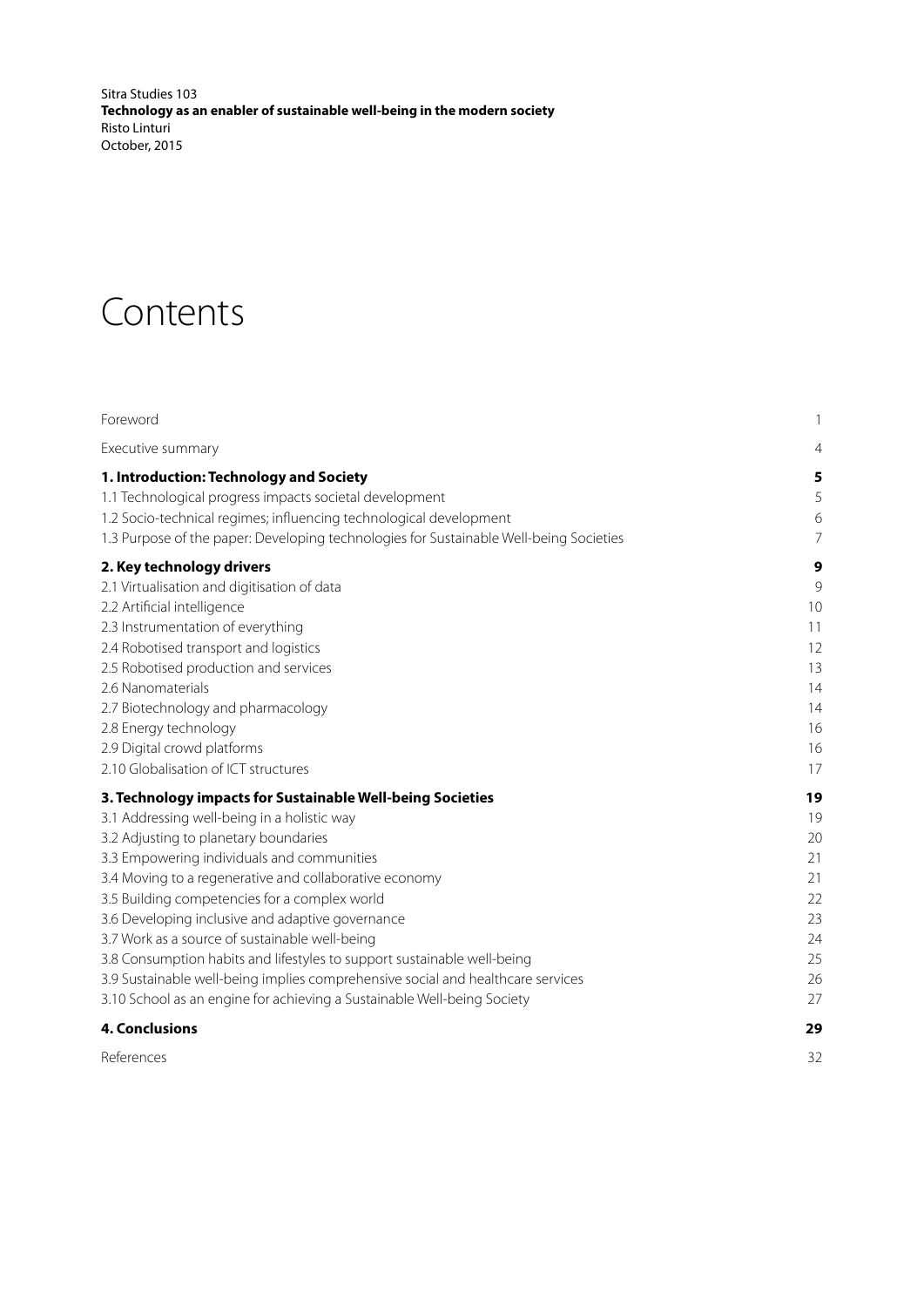Sitra Studies 103
**Technology as an enabler of sustainable well-being in the modern society**
Risto Linturi
October, 2015

# Contents

| | |
|---|---|
| Foreword | 1 |
| Executive summary | 4 |
| **1. Introduction: Technology and Society** | **5** |
| 1.1 Technological progress impacts societal development | 5 |
| 1.2 Socio-technical regimes; influencing technological development | 6 |
| 1.3 Purpose of the paper: Developing technologies for Sustainable Well-being Societies | 7 |
| **2. Key technology drivers** | **9** |
| 2.1 Virtualisation and digitisation of data | 9 |
| 2.2 Artificial intelligence | 10 |
| 2.3 Instrumentation of everything | 11 |
| 2.4 Robotised transport and logistics | 12 |
| 2.5 Robotised production and services | 13 |
| 2.6 Nanomaterials | 14 |
| 2.7 Biotechnology and pharmacology | 14 |
| 2.8 Energy technology | 16 |
| 2.9 Digital crowd platforms | 16 |
| 2.10 Globalisation of ICT structures | 17 |
| **3. Technology impacts for Sustainable Well-being Societies** | **19** |
| 3.1 Addressing well-being in a holistic way | 19 |
| 3.2 Adjusting to planetary boundaries | 20 |
| 3.3 Empowering individuals and communities | 21 |
| 3.4 Moving to a regenerative and collaborative economy | 21 |
| 3.5 Building competencies for a complex world | 22 |
| 3.6 Developing inclusive and adaptive governance | 23 |
| 3.7 Work as a source of sustainable well-being | 24 |
| 3.8 Consumption habits and lifestyles to support sustainable well-being | 25 |
| 3.9 Sustainable well-being implies comprehensive social and healthcare services | 26 |
| 3.10 School as an engine for achieving a Sustainable Well-being Society | 27 |
| **4. Conclusions** | **29** |
| References | 32 |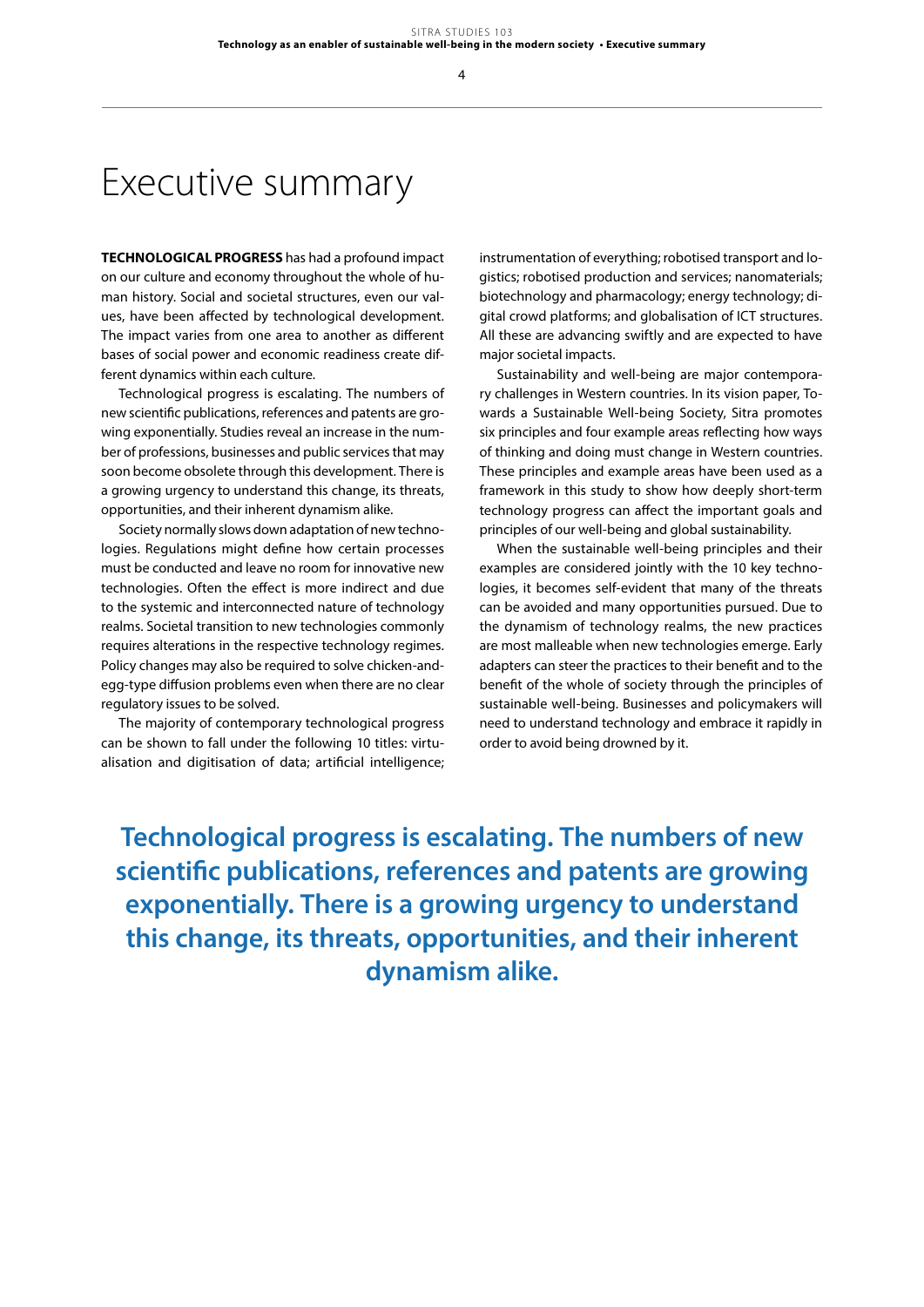# Executive summary

**TECHNOLOGICAL PROGRESS** has had a profound impact on our culture and economy throughout the whole of human history. Social and societal structures, even our values, have been affected by technological development. The impact varies from one area to another as different bases of social power and economic readiness create different dynamics within each culture.

Technological progress is escalating. The numbers of new scientific publications, references and patents are growing exponentially. Studies reveal an increase in the number of professions, businesses and public services that may soon become obsolete through this development. There is a growing urgency to understand this change, its threats, opportunities, and their inherent dynamism alike.

Society normally slows down adaptation of new technologies. Regulations might define how certain processes must be conducted and leave no room for innovative new technologies. Often the effect is more indirect and due to the systemic and interconnected nature of technology realms. Societal transition to new technologies commonly requires alterations in the respective technology regimes. Policy changes may also be required to solve chicken-and-egg-type diffusion problems even when there are no clear regulatory issues to be solved.

The majority of contemporary technological progress can be shown to fall under the following 10 titles: virtualisation and digitisation of data; artificial intelligence; instrumentation of everything; robotised transport and logistics; robotised production and services; nanomaterials; biotechnology and pharmacology; energy technology; digital crowd platforms; and globalisation of ICT structures. All these are advancing swiftly and are expected to have major societal impacts.

Sustainability and well-being are major contemporary challenges in Western countries. In its vision paper, Towards a Sustainable Well-being Society, Sitra promotes six principles and four example areas reflecting how ways of thinking and doing must change in Western countries. These principles and example areas have been used as a framework in this study to show how deeply short-term technology progress can affect the important goals and principles of our well-being and global sustainability.

When the sustainable well-being principles and their examples are considered jointly with the 10 key technologies, it becomes self-evident that many of the threats can be avoided and many opportunities pursued. Due to the dynamism of technology realms, the new practices are most malleable when new technologies emerge. Early adapters can steer the practices to their benefit and to the benefit of the whole of society through the principles of sustainable well-being. Businesses and policymakers will need to understand technology and embrace it rapidly in order to avoid being drowned by it.

**Technological progress is escalating. The numbers of new scientific publications, references and patents are growing exponentially. There is a growing urgency to understand this change, its threats, opportunities, and their inherent dynamism alike.**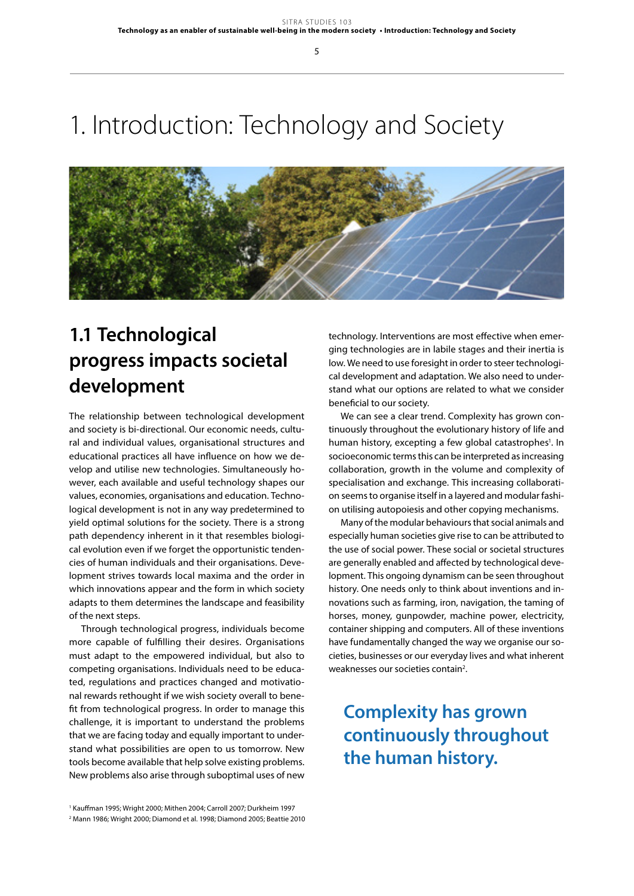# 1. Introduction: Technology and Society

## 1.1 Technological progress impacts societal development

The relationship between technological development and society is bi-directional. Our economic needs, cultural and individual values, organisational structures and educational practices all have influence on how we develop and utilise new technologies. Simultaneously however, each available and useful technology shapes our values, economies, organisations and education. Technological development is not in any way predetermined to yield optimal solutions for the society. There is a strong path dependency inherent in it that resembles biological evolution even if we forget the opportunistic tendencies of human individuals and their organisations. Development strives towards local maxima and the order in which innovations appear and the form in which society adapts to them determines the landscape and feasibility of the next steps.

Through technological progress, individuals become more capable of fulfilling their desires. Organisations must adapt to the empowered individual, but also to competing organisations. Individuals need to be educated, regulations and practices changed and motivational rewards rethought if we wish society overall to benefit from technological progress. In order to manage this challenge, it is important to understand the problems that we are facing today and equally important to understand what possibilities are open to us tomorrow. New tools become available that help solve existing problems. New problems also arise through suboptimal uses of new technology. Interventions are most effective when emerging technologies are in labile stages and their inertia is low. We need to use foresight in order to steer technological development and adaptation. We also need to understand what our options are related to what we consider beneficial to our society.

We can see a clear trend. Complexity has grown continuously throughout the evolutionary history of life and human history, excepting a few global catastrophes[1]. In socioeconomic terms this can be interpreted as increasing collaboration, growth in the volume and complexity of specialisation and exchange. This increasing collaboration seems to organise itself in a layered and modular fashion utilising autopoiesis and other copying mechanisms.

Many of the modular behaviours that social animals and especially human societies give rise to can be attributed to the use of social power. These social or societal structures are generally enabled and affected by technological development. This ongoing dynamism can be seen throughout history. One needs only to think about inventions and innovations such as farming, iron, navigation, the taming of horses, money, gunpowder, machine power, electricity, container shipping and computers. All of these inventions have fundamentally changed the way we organise our societies, businesses or our everyday lives and what inherent weaknesses our societies contain[2].

**Complexity has grown continuously throughout the human history.**

[1] Kauffman 1995; Wright 2000; Mithen 2004; Carroll 2007; Durkheim 1997
[2] Mann 1986; Wright 2000; Diamond et al. 1998; Diamond 2005; Beattie 2010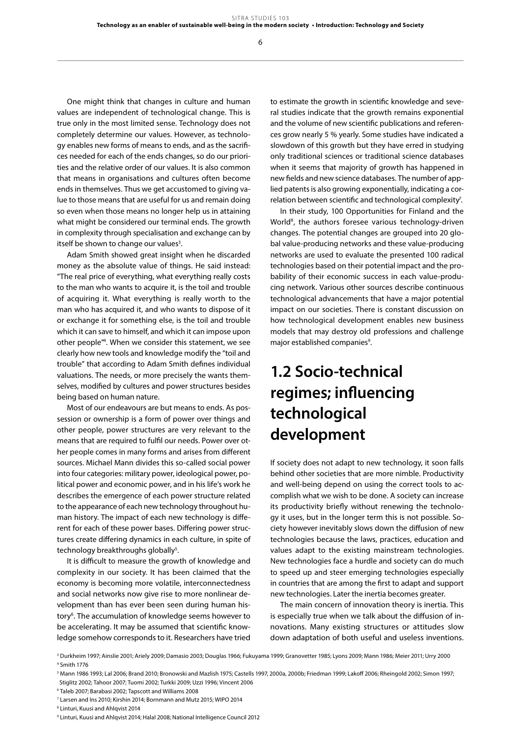One might think that changes in culture and human values are independent of technological change. This is true only in the most limited sense. Technology does not completely determine our values. However, as technology enables new forms of means to ends, and as the sacrifices needed for each of the ends changes, so do our priorities and the relative order of our values. It is also common that means in organisations and cultures often become ends in themselves. Thus we get accustomed to giving value to those means that are useful for us and remain doing so even when those means no longer help us in attaining what might be considered our terminal ends. The growth in complexity through specialisation and exchange can by itself be shown to change our values[3].

Adam Smith showed great insight when he discarded money as the absolute value of things. He said instead: "The real price of everything, what everything really costs to the man who wants to acquire it, is the toil and trouble of acquiring it. What everything is really worth to the man who has acquired it, and who wants to dispose of it or exchange it for something else, is the toil and trouble which it can save to himself, and which it can impose upon other people"[4]. When we consider this statement, we see clearly how new tools and knowledge modify the "toil and trouble" that according to Adam Smith defines individual valuations. The needs, or more precisely the wants themselves, modified by cultures and power structures besides being based on human nature.

Most of our endeavours are but means to ends. As possession or ownership is a form of power over things and other people, power structures are very relevant to the means that are required to fulfil our needs. Power over other people comes in many forms and arises from different sources. Michael Mann divides this so-called social power into four categories: military power, ideological power, political power and economic power, and in his life's work he describes the emergence of each power structure related to the appearance of each new technology throughout human history. The impact of each new technology is different for each of these power bases. Differing power structures create differing dynamics in each culture, in spite of technology breakthroughs globally[5].

It is difficult to measure the growth of knowledge and complexity in our society. It has been claimed that the economy is becoming more volatile, interconnectedness and social networks now give rise to more nonlinear development than has ever been seen during human history[6]. The accumulation of knowledge seems however to be accelerating. It may be assumed that scientific knowledge somehow corresponds to it. Researchers have tried to estimate the growth in scientific knowledge and several studies indicate that the growth remains exponential and the volume of new scientific publications and references grow nearly 5 % yearly. Some studies have indicated a slowdown of this growth but they have erred in studying only traditional sciences or traditional science databases when it seems that majority of growth has happened in new fields and new science databases. The number of applied patents is also growing exponentially, indicating a correlation between scientific and technological complexity[7].

In their study, 100 Opportunities for Finland and the World[8], the authors foresee various technology-driven changes. The potential changes are grouped into 20 global value-producing networks and these value-producing networks are used to evaluate the presented 100 radical technologies based on their potential impact and the probability of their economic success in each value-producing network. Various other sources describe continuous technological advancements that have a major potential impact on our societies. There is constant discussion on how technological development enables new business models that may destroy old professions and challenge major established companies[9].

## 1.2 Socio-technical regimes; influencing technological development

If society does not adapt to new technology, it soon falls behind other societies that are more nimble. Productivity and well-being depend on using the correct tools to accomplish what we wish to be done. A society can increase its productivity briefly without renewing the technology it uses, but in the longer term this is not possible. Society however inevitably slows down the diffusion of new technologies because the laws, practices, education and values adapt to the existing mainstream technologies. New technologies face a hurdle and society can do much to speed up and steer emerging technologies especially in countries that are among the first to adapt and support new technologies. Later the inertia becomes greater.

The main concern of innovation theory is inertia. This is especially true when we talk about the diffusion of innovations. Many existing structures or attitudes slow down adaptation of both useful and useless inventions.

[3] Durkheim 1997; Ainslie 2001; Ariely 2009; Damasio 2003; Douglas 1966; Fukuyama 1999; Granovetter 1985; Lyons 2009; Mann 1986; Meier 2011; Urry 2000

[4] Smith 1776

[5] Mann 1986 1993; Lal 2006; Brand 2010; Bronowski and Mazlish 1975; Castells 1997, 2000a, 2000b; Friedman 1999; Lakoff 2006; Rheingold 2002; Simon 1997; Stiglitz 2002; Tahoor 2007; Tuomi 2002; Turkki 2009; Uzzi 1996; Vincent 2006

[6] Taleb 2007; Barabasi 2002; Tapscott and Williams 2008

[7] Larsen and Ins 2010; Kirshin 2014; Bornmann and Mutz 2015; WIPO 2014

[8] Linturi, Kuusi and Ahlqvist 2014

[9] Linturi, Kuusi and Ahlqvist 2014; Halal 2008; National Intelligence Council 2012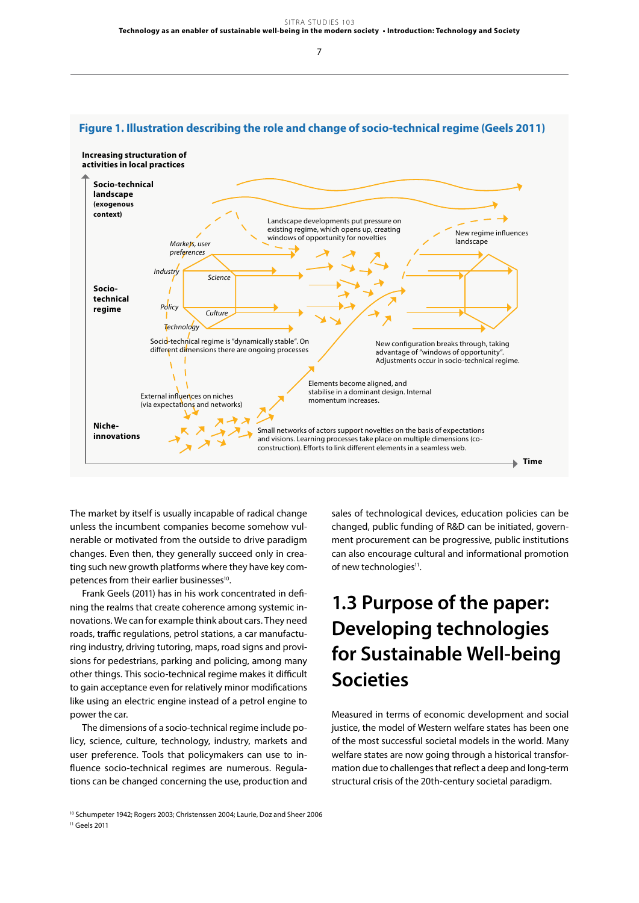**Figure 1. Illustration describing the role and change of socio-technical regime (Geels 2011)**

Increasing structuration of activities in local practices

Socio-technical landscape (exogenous context)

Socio-technical regime

Niche-innovations

Time

Markets, user preferences

Industry

Science

Policy

Culture

Technology

Landscape developments put pressure on existing regime, which opens up, creating windows of opportunity for novelties

New regime influences landscape

Socio-technical regime is "dynamically stable". On different dimensions there are ongoing processes

New configuration breaks through, taking advantage of "windows of opportunity". Adjustments occur in socio-technical regime.

Elements become aligned, and stabilise in a dominant design. Internal momentum increases.

External influences on niches (via expectations and networks)

Small networks of actors support novelties on the basis of expectations and visions. Learning processes take place on multiple dimensions (co-construction). Efforts to link different elements in a seamless web.

The market by itself is usually incapable of radical change unless the incumbent companies become somehow vulnerable or motivated from the outside to drive paradigm changes. Even then, they generally succeed only in creating such new growth platforms where they have key competences from their earlier businesses[10].

Frank Geels (2011) has in his work concentrated in defining the realms that create coherence among systemic innovations. We can for example think about cars. They need roads, traffic regulations, petrol stations, a car manufacturing industry, driving tutoring, maps, road signs and provisions for pedestrians, parking and policing, among many other things. This socio-technical regime makes it difficult to gain acceptance even for relatively minor modifications like using an electric engine instead of a petrol engine to power the car.

The dimensions of a socio-technical regime include policy, science, culture, technology, industry, markets and user preference. Tools that policymakers can use to influence socio-technical regimes are numerous. Regulations can be changed concerning the use, production and sales of technological devices, education policies can be changed, public funding of R&D can be initiated, government procurement can be progressive, public institutions can also encourage cultural and informational promotion of new technologies[11].

## 1.3 Purpose of the paper: Developing technologies for Sustainable Well-being Societies

Measured in terms of economic development and social justice, the model of Western welfare states has been one of the most successful societal models in the world. Many welfare states are now going through a historical transformation due to challenges that reflect a deep and long-term structural crisis of the 20th-century societal paradigm.

[10] Schumpeter 1942; Rogers 2003; Christenssen 2004; Laurie, Doz and Sheer 2006

[11] Geels 2011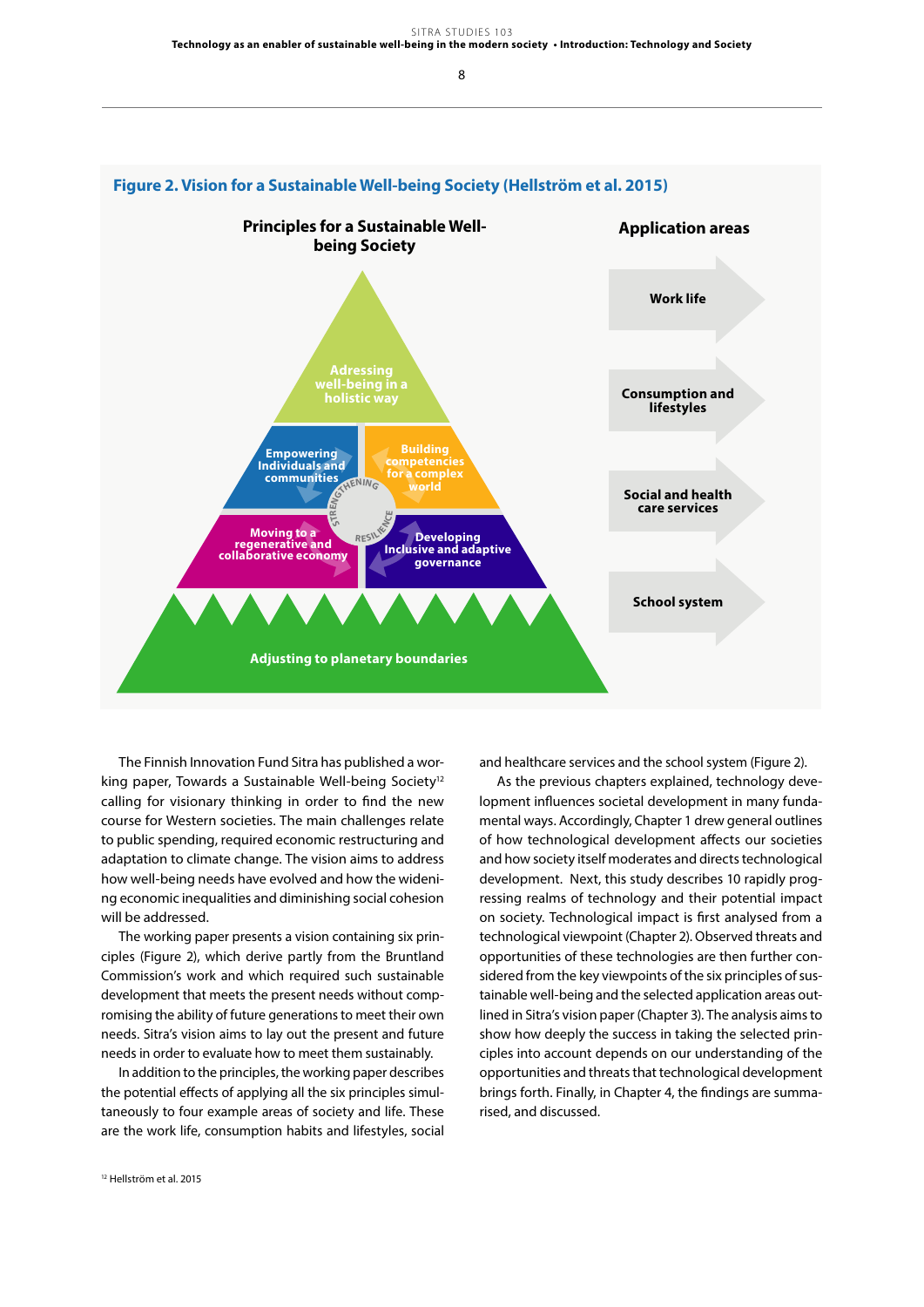**Figure 2. Vision for a Sustainable Well-being Society (Hellström et al. 2015)**

**Principles for a Sustainable Well-being Society**

- Adressing well-being in a holistic way
- Empowering Individuals and communities
- Building competencies for a complex world
- Moving to a regenerative and collaborative economy
- Developing Inclusive and adaptive governance
- STRENGHENING RESILIENCE
- Adjusting to planetary boundaries

**Application areas**

- Work life
- Consumption and lifestyles
- Social and health care services
- School system

The Finnish Innovation Fund Sitra has published a working paper, Towards a Sustainable Well-being Society[12] calling for visionary thinking in order to find the new course for Western societies. The main challenges relate to public spending, required economic restructuring and adaptation to climate change. The vision aims to address how well-being needs have evolved and how the widening economic inequalities and diminishing social cohesion will be addressed.

The working paper presents a vision containing six principles (Figure 2), which derive partly from the Bruntland Commission's work and which required such sustainable development that meets the present needs without compromising the ability of future generations to meet their own needs. Sitra's vision aims to lay out the present and future needs in order to evaluate how to meet them sustainably.

In addition to the principles, the working paper describes the potential effects of applying all the six principles simultaneously to four example areas of society and life. These are the work life, consumption habits and lifestyles, social and healthcare services and the school system (Figure 2).

As the previous chapters explained, technology development influences societal development in many fundamental ways. Accordingly, Chapter 1 drew general outlines of how technological development affects our societies and how society itself moderates and directs technological development. Next, this study describes 10 rapidly progressing realms of technology and their potential impact on society. Technological impact is first analysed from a technological viewpoint (Chapter 2). Observed threats and opportunities of these technologies are then further considered from the key viewpoints of the six principles of sustainable well-being and the selected application areas outlined in Sitra's vision paper (Chapter 3). The analysis aims to show how deeply the success in taking the selected principles into account depends on our understanding of the opportunities and threats that technological development brings forth. Finally, in Chapter 4, the findings are summarised, and discussed.

[12] Hellström et al. 2015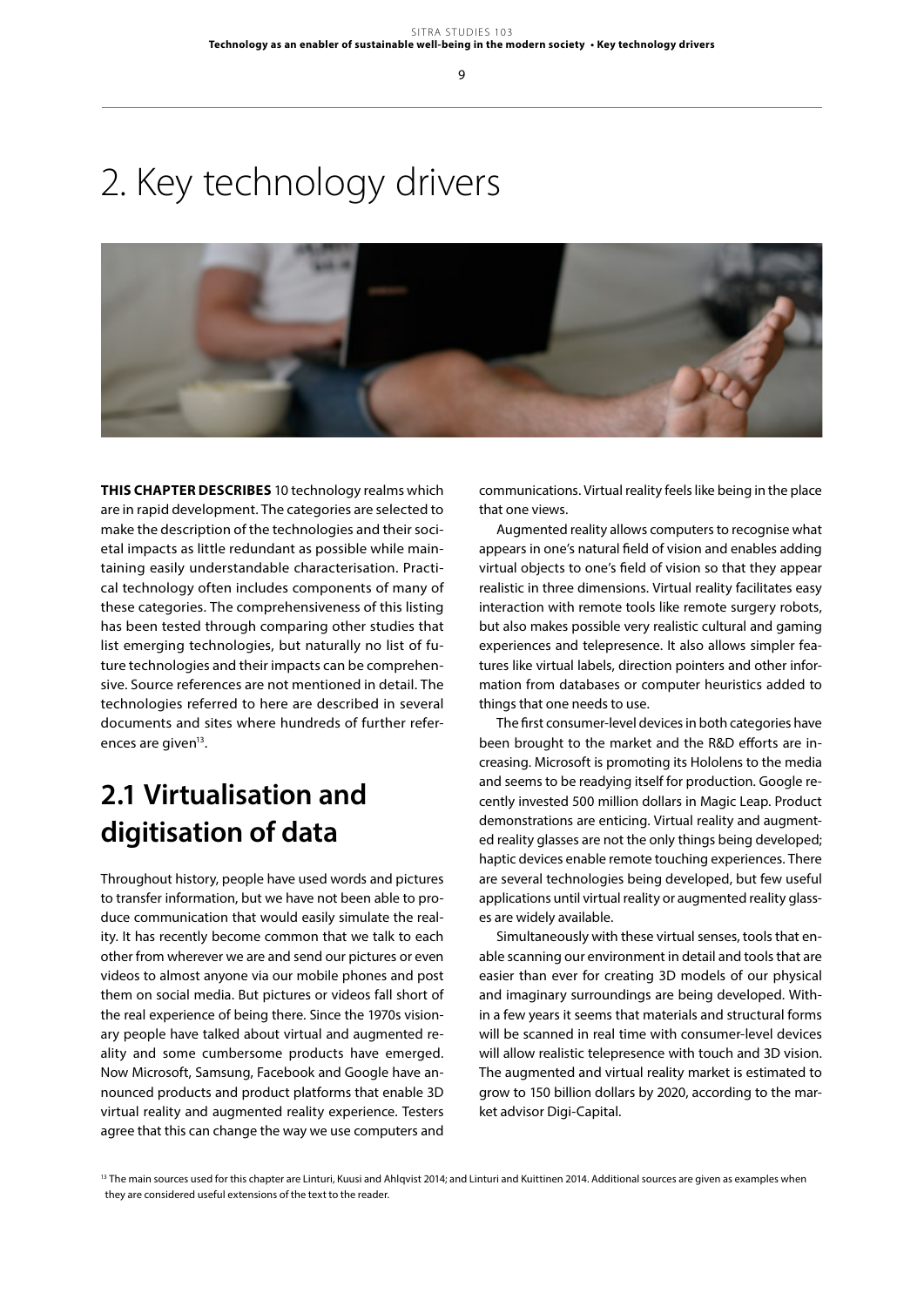# 2. Key technology drivers

**THIS CHAPTER DESCRIBES** 10 technology realms which are in rapid development. The categories are selected to make the description of the technologies and their societal impacts as little redundant as possible while maintaining easily understandable characterisation. Practical technology often includes components of many of these categories. The comprehensiveness of this listing has been tested through comparing other studies that list emerging technologies, but naturally no list of future technologies and their impacts can be comprehensive. Source references are not mentioned in detail. The technologies referred to here are described in several documents and sites where hundreds of further references are given[13].

## 2.1 Virtualisation and digitisation of data

Throughout history, people have used words and pictures to transfer information, but we have not been able to produce communication that would easily simulate the reality. It has recently become common that we talk to each other from wherever we are and send our pictures or even videos to almost anyone via our mobile phones and post them on social media. But pictures or videos fall short of the real experience of being there. Since the 1970s visionary people have talked about virtual and augmented reality and some cumbersome products have emerged. Now Microsoft, Samsung, Facebook and Google have announced products and product platforms that enable 3D virtual reality and augmented reality experience. Testers agree that this can change the way we use computers and communications. Virtual reality feels like being in the place that one views.

Augmented reality allows computers to recognise what appears in one's natural field of vision and enables adding virtual objects to one's field of vision so that they appear realistic in three dimensions. Virtual reality facilitates easy interaction with remote tools like remote surgery robots, but also makes possible very realistic cultural and gaming experiences and telepresence. It also allows simpler features like virtual labels, direction pointers and other information from databases or computer heuristics added to things that one needs to use.

The first consumer-level devices in both categories have been brought to the market and the R&D efforts are increasing. Microsoft is promoting its Hololens to the media and seems to be readying itself for production. Google recently invested 500 million dollars in Magic Leap. Product demonstrations are enticing. Virtual reality and augmented reality glasses are not the only things being developed; haptic devices enable remote touching experiences. There are several technologies being developed, but few useful applications until virtual reality or augmented reality glasses are widely available.

Simultaneously with these virtual senses, tools that enable scanning our environment in detail and tools that are easier than ever for creating 3D models of our physical and imaginary surroundings are being developed. Within a few years it seems that materials and structural forms will be scanned in real time with consumer-level devices will allow realistic telepresence with touch and 3D vision. The augmented and virtual reality market is estimated to grow to 150 billion dollars by 2020, according to the market advisor Digi-Capital.

[13] The main sources used for this chapter are Linturi, Kuusi and Ahlqvist 2014; and Linturi and Kuittinen 2014. Additional sources are given as examples when they are considered useful extensions of the text to the reader.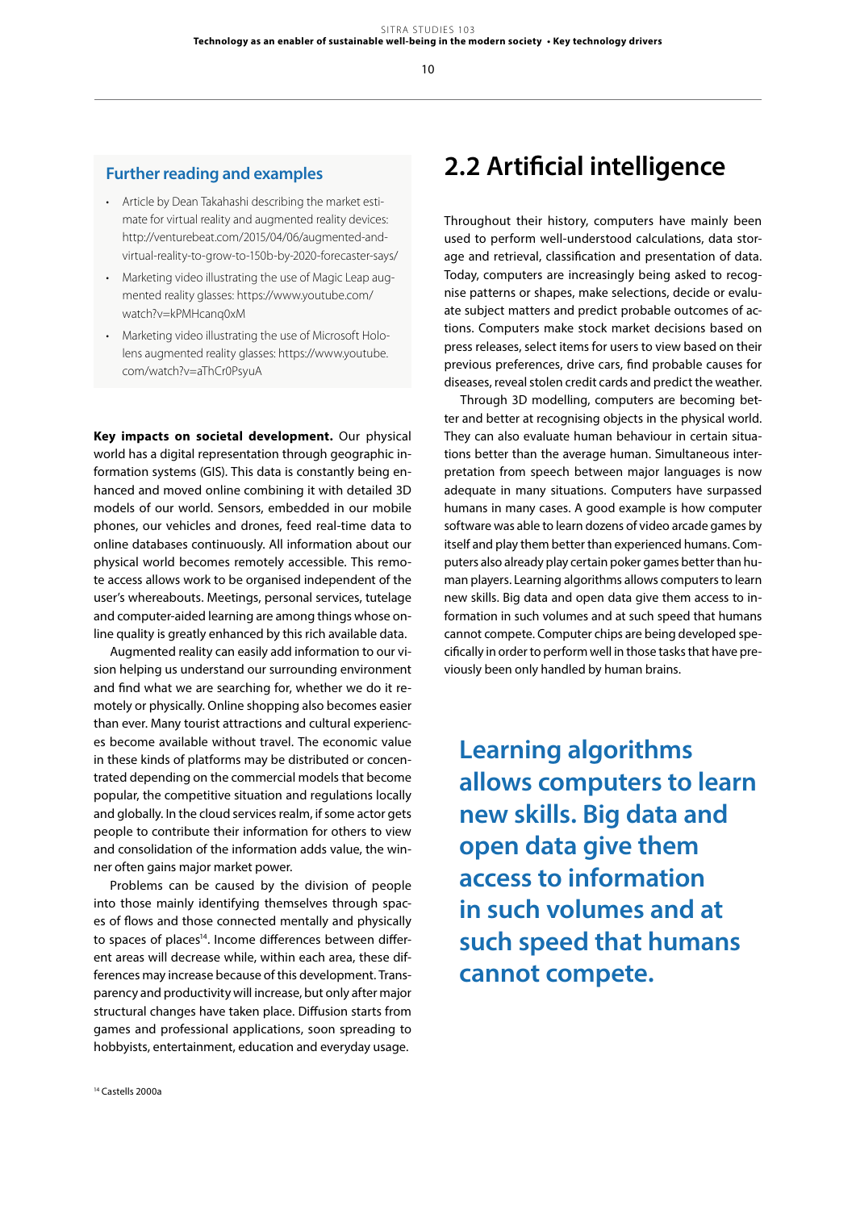### Further reading and examples

- Article by Dean Takahashi describing the market estimate for virtual reality and augmented reality devices: http://venturebeat.com/2015/04/06/augmented-and-virtual-reality-to-grow-to-150b-by-2020-forecaster-says/
- Marketing video illustrating the use of Magic Leap augmented reality glasses: https://www.youtube.com/watch?v=kPMHcanq0xM
- Marketing video illustrating the use of Microsoft Hololens augmented reality glasses: https://www.youtube.com/watch?v=aThCr0PsyuA

**Key impacts on societal development.** Our physical world has a digital representation through geographic information systems (GIS). This data is constantly being enhanced and moved online combining it with detailed 3D models of our world. Sensors, embedded in our mobile phones, our vehicles and drones, feed real-time data to online databases continuously. All information about our physical world becomes remotely accessible. This remote access allows work to be organised independent of the user's whereabouts. Meetings, personal services, tutelage and computer-aided learning are among things whose online quality is greatly enhanced by this rich available data.

Augmented reality can easily add information to our vision helping us understand our surrounding environment and find what we are searching for, whether we do it remotely or physically. Online shopping also becomes easier than ever. Many tourist attractions and cultural experiences become available without travel. The economic value in these kinds of platforms may be distributed or concentrated depending on the commercial models that become popular, the competitive situation and regulations locally and globally. In the cloud services realm, if some actor gets people to contribute their information for others to view and consolidation of the information adds value, the winner often gains major market power.

Problems can be caused by the division of people into those mainly identifying themselves through spaces of flows and those connected mentally and physically to spaces of places[14]. Income differences between different areas will decrease while, within each area, these differences may increase because of this development. Transparency and productivity will increase, but only after major structural changes have taken place. Diffusion starts from games and professional applications, soon spreading to hobbyists, entertainment, education and everyday usage.

[14] Castells 2000a

## 2.2 Artificial intelligence

Throughout their history, computers have mainly been used to perform well-understood calculations, data storage and retrieval, classification and presentation of data. Today, computers are increasingly being asked to recognise patterns or shapes, make selections, decide or evaluate subject matters and predict probable outcomes of actions. Computers make stock market decisions based on press releases, select items for users to view based on their previous preferences, drive cars, find probable causes for diseases, reveal stolen credit cards and predict the weather.

Through 3D modelling, computers are becoming better and better at recognising objects in the physical world. They can also evaluate human behaviour in certain situations better than the average human. Simultaneous interpretation from speech between major languages is now adequate in many situations. Computers have surpassed humans in many cases. A good example is how computer software was able to learn dozens of video arcade games by itself and play them better than experienced humans. Computers also already play certain poker games better than human players. Learning algorithms allows computers to learn new skills. Big data and open data give them access to information in such volumes and at such speed that humans cannot compete. Computer chips are being developed specifically in order to perform well in those tasks that have previously been only handled by human brains.

**Learning algorithms allows computers to learn new skills. Big data and open data give them access to information in such volumes and at such speed that humans cannot compete.**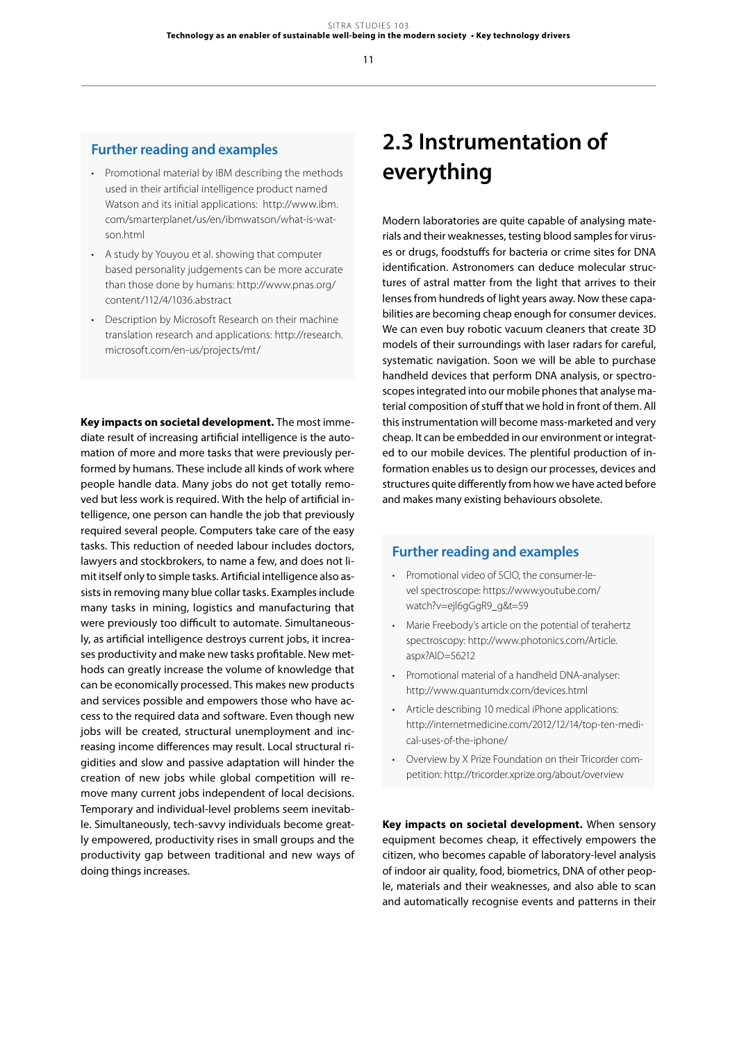### Further reading and examples

- Promotional material by IBM describing the methods used in their artificial intelligence product named Watson and its initial applications: http://www.ibm.com/smarterplanet/us/en/ibmwatson/what-is-watson.html
- A study by Youyou et al. showing that computer based personality judgements can be more accurate than those done by humans: http://www.pnas.org/content/112/4/1036.abstract
- Description by Microsoft Research on their machine translation research and applications: http://research.microsoft.com/en-us/projects/mt/

**Key impacts on societal development.** The most immediate result of increasing artificial intelligence is the automation of more and more tasks that were previously performed by humans. These include all kinds of work where people handle data. Many jobs do not get totally removed but less work is required. With the help of artificial intelligence, one person can handle the job that previously required several people. Computers take care of the easy tasks. This reduction of needed labour includes doctors, lawyers and stockbrokers, to name a few, and does not limit itself only to simple tasks. Artificial intelligence also assists in removing many blue collar tasks. Examples include many tasks in mining, logistics and manufacturing that were previously too difficult to automate. Simultaneously, as artificial intelligence destroys current jobs, it increases productivity and make new tasks profitable. New methods can greatly increase the volume of knowledge that can be economically processed. This makes new products and services possible and empowers those who have access to the required data and software. Even though new jobs will be created, structural unemployment and increasing income differences may result. Local structural rigidities and slow and passive adaptation will hinder the creation of new jobs while global competition will remove many current jobs independent of local decisions. Temporary and individual-level problems seem inevitable. Simultaneously, tech-savvy individuals become greatly empowered, productivity rises in small groups and the productivity gap between traditional and new ways of doing things increases.

## 2.3 Instrumentation of everything

Modern laboratories are quite capable of analysing materials and their weaknesses, testing blood samples for viruses or drugs, foodstuffs for bacteria or crime sites for DNA identification. Astronomers can deduce molecular structures of astral matter from the light that arrives to their lenses from hundreds of light years away. Now these capabilities are becoming cheap enough for consumer devices. We can even buy robotic vacuum cleaners that create 3D models of their surroundings with laser radars for careful, systematic navigation. Soon we will be able to purchase handheld devices that perform DNA analysis, or spectroscopes integrated into our mobile phones that analyse material composition of stuff that we hold in front of them. All this instrumentation will become mass-marketed and very cheap. It can be embedded in our environment or integrated to our mobile devices. The plentiful production of information enables us to design our processes, devices and structures quite differently from how we have acted before and makes many existing behaviours obsolete.

### Further reading and examples

- Promotional video of SCIO, the consumer-level spectroscope: https://www.youtube.com/watch?v=ejl6gGgR9_g&t=59
- Marie Freebody's article on the potential of terahertz spectroscopy: http://www.photonics.com/Article.aspx?AID=56212
- Promotional material of a handheld DNA-analyser: http://www.quantumdx.com/devices.html
- Article describing 10 medical iPhone applications: http://internetmedicine.com/2012/12/14/top-ten-medical-uses-of-the-iphone/
- Overview by X Prize Foundation on their Tricorder competition: http://tricorder.xprize.org/about/overview

**Key impacts on societal development.** When sensory equipment becomes cheap, it effectively empowers the citizen, who becomes capable of laboratory-level analysis of indoor air quality, food, biometrics, DNA of other people, materials and their weaknesses, and also able to scan and automatically recognise events and patterns in their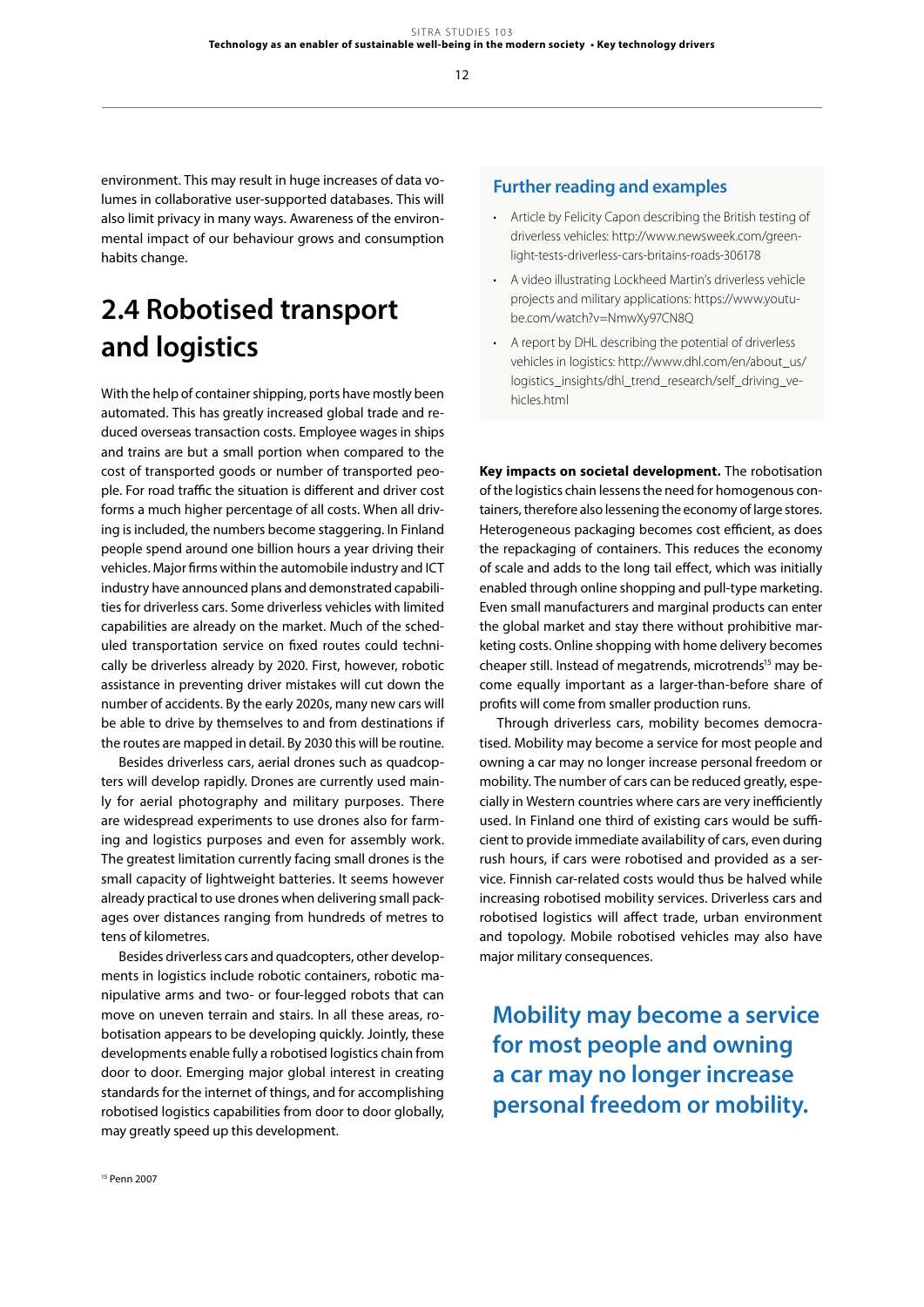environment. This may result in huge increases of data volumes in collaborative user-supported databases. This will also limit privacy in many ways. Awareness of the environmental impact of our behaviour grows and consumption habits change.

## 2.4 Robotised transport and logistics

With the help of container shipping, ports have mostly been automated. This has greatly increased global trade and reduced overseas transaction costs. Employee wages in ships and trains are but a small portion when compared to the cost of transported goods or number of transported people. For road traffic the situation is different and driver cost forms a much higher percentage of all costs. When all driving is included, the numbers become staggering. In Finland people spend around one billion hours a year driving their vehicles. Major firms within the automobile industry and ICT industry have announced plans and demonstrated capabilities for driverless cars. Some driverless vehicles with limited capabilities are already on the market. Much of the scheduled transportation service on fixed routes could technically be driverless already by 2020. First, however, robotic assistance in preventing driver mistakes will cut down the number of accidents. By the early 2020s, many new cars will be able to drive by themselves to and from destinations if the routes are mapped in detail. By 2030 this will be routine.

Besides driverless cars, aerial drones such as quadcopters will develop rapidly. Drones are currently used mainly for aerial photography and military purposes. There are widespread experiments to use drones also for farming and logistics purposes and even for assembly work. The greatest limitation currently facing small drones is the small capacity of lightweight batteries. It seems however already practical to use drones when delivering small packages over distances ranging from hundreds of metres to tens of kilometres.

Besides driverless cars and quadcopters, other developments in logistics include robotic containers, robotic manipulative arms and two- or four-legged robots that can move on uneven terrain and stairs. In all these areas, robotisation appears to be developing quickly. Jointly, these developments enable fully a robotised logistics chain from door to door. Emerging major global interest in creating standards for the internet of things, and for accomplishing robotised logistics capabilities from door to door globally, may greatly speed up this development.

### Further reading and examples

- Article by Felicity Capon describing the British testing of driverless vehicles: http://www.newsweek.com/green-light-tests-driverless-cars-britains-roads-306178
- A video illustrating Lockheed Martin's driverless vehicle projects and military applications: https://www.youtube.com/watch?v=NmwXy97CN8Q
- A report by DHL describing the potential of driverless vehicles in logistics: http://www.dhl.com/en/about_us/logistics_insights/dhl_trend_research/self_driving_vehicles.html

**Key impacts on societal development.** The robotisation of the logistics chain lessens the need for homogenous containers, therefore also lessening the economy of large stores. Heterogeneous packaging becomes cost efficient, as does the repackaging of containers. This reduces the economy of scale and adds to the long tail effect, which was initially enabled through online shopping and pull-type marketing. Even small manufacturers and marginal products can enter the global market and stay there without prohibitive marketing costs. Online shopping with home delivery becomes cheaper still. Instead of megatrends, microtrends[15] may become equally important as a larger-than-before share of profits will come from smaller production runs.

Through driverless cars, mobility becomes democratised. Mobility may become a service for most people and owning a car may no longer increase personal freedom or mobility. The number of cars can be reduced greatly, especially in Western countries where cars are very inefficiently used. In Finland one third of existing cars would be sufficient to provide immediate availability of cars, even during rush hours, if cars were robotised and provided as a service. Finnish car-related costs would thus be halved while increasing robotised mobility services. Driverless cars and robotised logistics will affect trade, urban environment and topology. Mobile robotised vehicles may also have major military consequences.

**Mobility may become a service for most people and owning a car may no longer increase personal freedom or mobility.**

[15] Penn 2007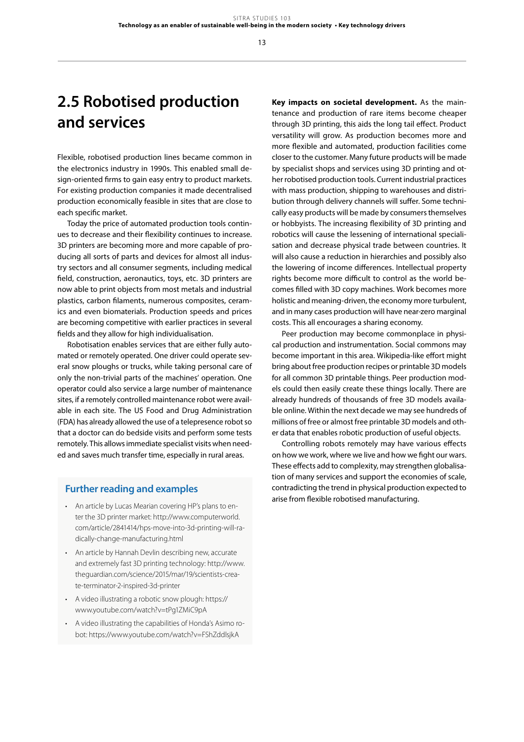## 2.5 Robotised production and services

Flexible, robotised production lines became common in the electronics industry in 1990s. This enabled small design-oriented firms to gain easy entry to product markets. For existing production companies it made decentralised production economically feasible in sites that are close to each specific market.

Today the price of automated production tools continues to decrease and their flexibility continues to increase. 3D printers are becoming more and more capable of producing all sorts of parts and devices for almost all industry sectors and all consumer segments, including medical field, construction, aeronautics, toys, etc. 3D printers are now able to print objects from most metals and industrial plastics, carbon filaments, numerous composites, ceramics and even biomaterials. Production speeds and prices are becoming competitive with earlier practices in several fields and they allow for high individualisation.

Robotisation enables services that are either fully automated or remotely operated. One driver could operate several snow ploughs or trucks, while taking personal care of only the non-trivial parts of the machines' operation. One operator could also service a large number of maintenance sites, if a remotely controlled maintenance robot were available in each site. The US Food and Drug Administration (FDA) has already allowed the use of a telepresence robot so that a doctor can do bedside visits and perform some tests remotely. This allows immediate specialist visits when needed and saves much transfer time, especially in rural areas.

### Further reading and examples

- An article by Lucas Mearian covering HP's plans to enter the 3D printer market: http://www.computerworld.com/article/2841414/hps-move-into-3d-printing-will-radically-change-manufacturing.html
- An article by Hannah Devlin describing new, accurate and extremely fast 3D printing technology: http://www.theguardian.com/science/2015/mar/19/scientists-create-terminator-2-inspired-3d-printer
- A video illustrating a robotic snow plough: https://www.youtube.com/watch?v=tPg1ZMiC9pA
- A video illustrating the capabilities of Honda's Asimo robot: https://www.youtube.com/watch?v=FShZddlsjkA

**Key impacts on societal development.** As the maintenance and production of rare items become cheaper through 3D printing, this aids the long tail effect. Product versatility will grow. As production becomes more and more flexible and automated, production facilities come closer to the customer. Many future products will be made by specialist shops and services using 3D printing and other robotised production tools. Current industrial practices with mass production, shipping to warehouses and distribution through delivery channels will suffer. Some technically easy products will be made by consumers themselves or hobbyists. The increasing flexibility of 3D printing and robotics will cause the lessening of international specialisation and decrease physical trade between countries. It will also cause a reduction in hierarchies and possibly also the lowering of income differences. Intellectual property rights become more difficult to control as the world becomes filled with 3D copy machines. Work becomes more holistic and meaning-driven, the economy more turbulent, and in many cases production will have near-zero marginal costs. This all encourages a sharing economy.

Peer production may become commonplace in physical production and instrumentation. Social commons may become important in this area. Wikipedia-like effort might bring about free production recipes or printable 3D models for all common 3D printable things. Peer production models could then easily create these things locally. There are already hundreds of thousands of free 3D models available online. Within the next decade we may see hundreds of millions of free or almost free printable 3D models and other data that enables robotic production of useful objects.

Controlling robots remotely may have various effects on how we work, where we live and how we fight our wars. These effects add to complexity, may strengthen globalisation of many services and support the economies of scale, contradicting the trend in physical production expected to arise from flexible robotised manufacturing.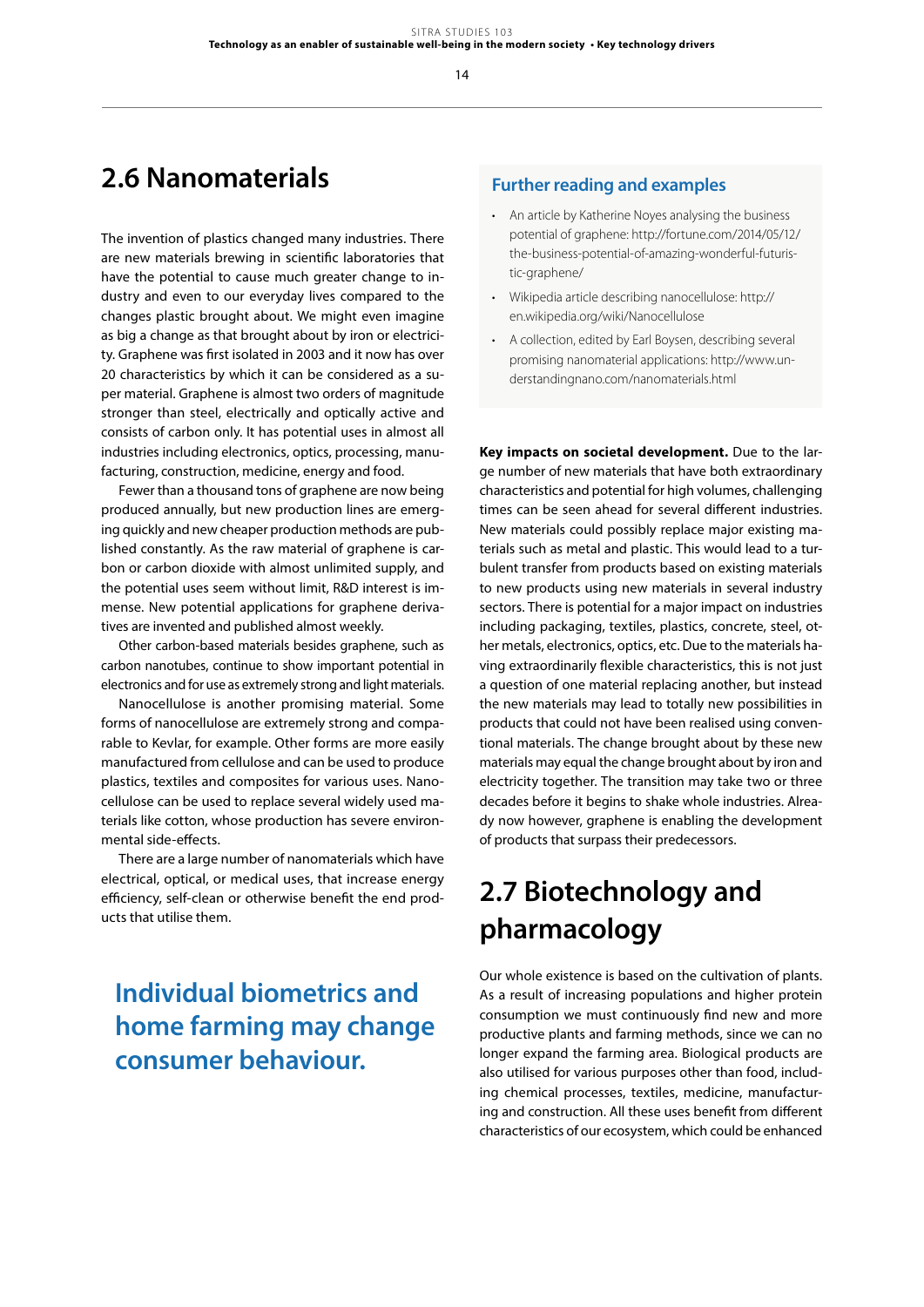## 2.6 Nanomaterials

The invention of plastics changed many industries. There are new materials brewing in scientific laboratories that have the potential to cause much greater change to industry and even to our everyday lives compared to the changes plastic brought about. We might even imagine as big a change as that brought about by iron or electricity. Graphene was first isolated in 2003 and it now has over 20 characteristics by which it can be considered as a super material. Graphene is almost two orders of magnitude stronger than steel, electrically and optically active and consists of carbon only. It has potential uses in almost all industries including electronics, optics, processing, manufacturing, construction, medicine, energy and food.

Fewer than a thousand tons of graphene are now being produced annually, but new production lines are emerging quickly and new cheaper production methods are published constantly. As the raw material of graphene is carbon or carbon dioxide with almost unlimited supply, and the potential uses seem without limit, R&D interest is immense. New potential applications for graphene derivatives are invented and published almost weekly.

Other carbon-based materials besides graphene, such as carbon nanotubes, continue to show important potential in electronics and for use as extremely strong and light materials.

Nanocellulose is another promising material. Some forms of nanocellulose are extremely strong and comparable to Kevlar, for example. Other forms are more easily manufactured from cellulose and can be used to produce plastics, textiles and composites for various uses. Nanocellulose can be used to replace several widely used materials like cotton, whose production has severe environmental side-effects.

There are a large number of nanomaterials which have electrical, optical, or medical uses, that increase energy efficiency, self-clean or otherwise benefit the end products that utilise them.

**Individual biometrics and home farming may change consumer behaviour.**

### Further reading and examples

- An article by Katherine Noyes analysing the business potential of graphene: http://fortune.com/2014/05/12/the-business-potential-of-amazing-wonderful-futuristic-graphene/
- Wikipedia article describing nanocellulose: http://en.wikipedia.org/wiki/Nanocellulose
- A collection, edited by Earl Boysen, describing several promising nanomaterial applications: http://www.understandingnano.com/nanomaterials.html

**Key impacts on societal development.** Due to the large number of new materials that have both extraordinary characteristics and potential for high volumes, challenging times can be seen ahead for several different industries. New materials could possibly replace major existing materials such as metal and plastic. This would lead to a turbulent transfer from products based on existing materials to new products using new materials in several industry sectors. There is potential for a major impact on industries including packaging, textiles, plastics, concrete, steel, other metals, electronics, optics, etc. Due to the materials having extraordinarily flexible characteristics, this is not just a question of one material replacing another, but instead the new materials may lead to totally new possibilities in products that could not have been realised using conventional materials. The change brought about by these new materials may equal the change brought about by iron and electricity together. The transition may take two or three decades before it begins to shake whole industries. Already now however, graphene is enabling the development of products that surpass their predecessors.

## 2.7 Biotechnology and pharmacology

Our whole existence is based on the cultivation of plants. As a result of increasing populations and higher protein consumption we must continuously find new and more productive plants and farming methods, since we can no longer expand the farming area. Biological products are also utilised for various purposes other than food, including chemical processes, textiles, medicine, manufacturing and construction. All these uses benefit from different characteristics of our ecosystem, which could be enhanced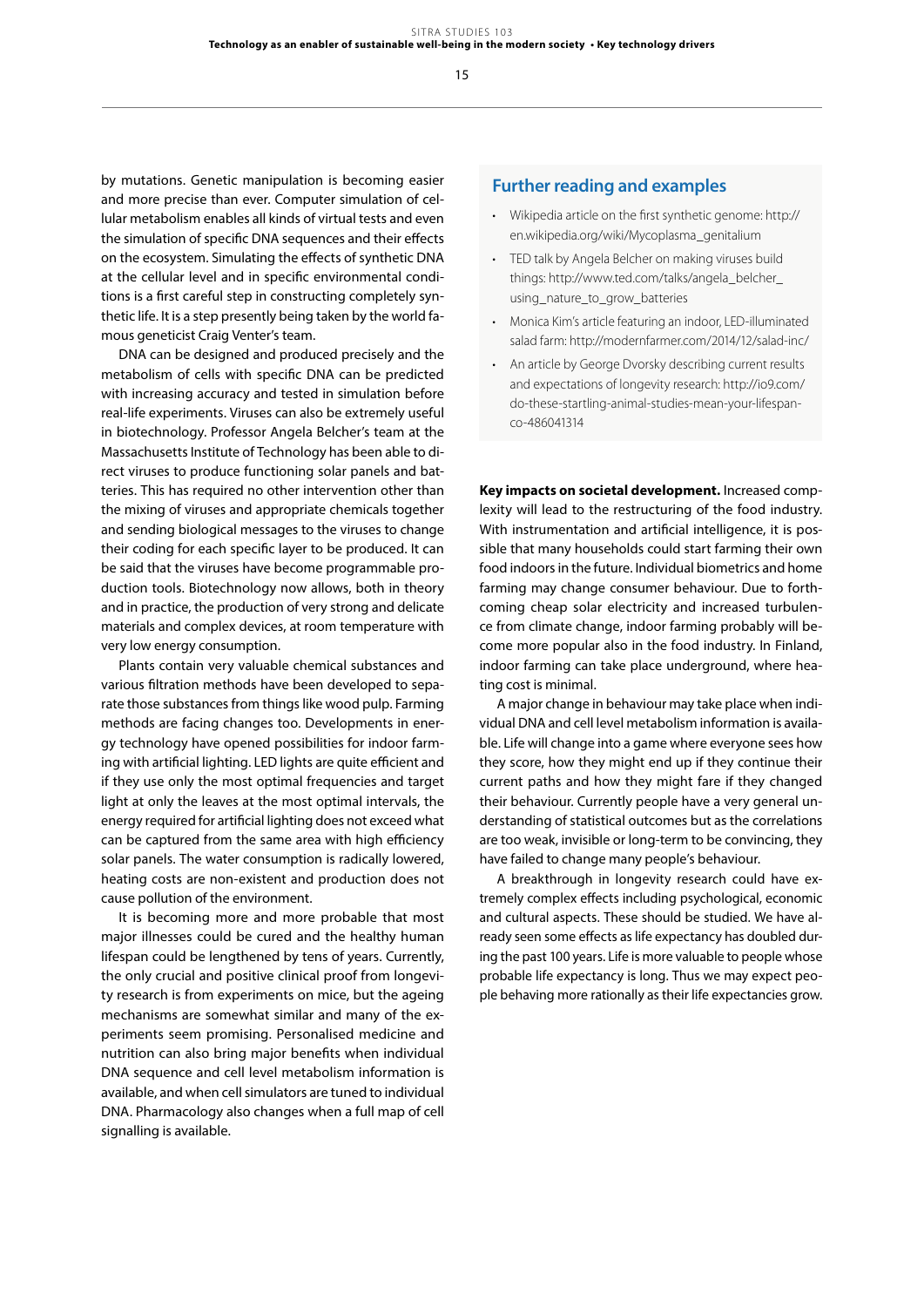by mutations. Genetic manipulation is becoming easier and more precise than ever. Computer simulation of cellular metabolism enables all kinds of virtual tests and even the simulation of specific DNA sequences and their effects on the ecosystem. Simulating the effects of synthetic DNA at the cellular level and in specific environmental conditions is a first careful step in constructing completely synthetic life. It is a step presently being taken by the world famous geneticist Craig Venter's team.

DNA can be designed and produced precisely and the metabolism of cells with specific DNA can be predicted with increasing accuracy and tested in simulation before real-life experiments. Viruses can also be extremely useful in biotechnology. Professor Angela Belcher's team at the Massachusetts Institute of Technology has been able to direct viruses to produce functioning solar panels and batteries. This has required no other intervention other than the mixing of viruses and appropriate chemicals together and sending biological messages to the viruses to change their coding for each specific layer to be produced. It can be said that the viruses have become programmable production tools. Biotechnology now allows, both in theory and in practice, the production of very strong and delicate materials and complex devices, at room temperature with very low energy consumption.

Plants contain very valuable chemical substances and various filtration methods have been developed to separate those substances from things like wood pulp. Farming methods are facing changes too. Developments in energy technology have opened possibilities for indoor farming with artificial lighting. LED lights are quite efficient and if they use only the most optimal frequencies and target light at only the leaves at the most optimal intervals, the energy required for artificial lighting does not exceed what can be captured from the same area with high efficiency solar panels. The water consumption is radically lowered, heating costs are non-existent and production does not cause pollution of the environment.

It is becoming more and more probable that most major illnesses could be cured and the healthy human lifespan could be lengthened by tens of years. Currently, the only crucial and positive clinical proof from longevity research is from experiments on mice, but the ageing mechanisms are somewhat similar and many of the experiments seem promising. Personalised medicine and nutrition can also bring major benefits when individual DNA sequence and cell level metabolism information is available, and when cell simulators are tuned to individual DNA. Pharmacology also changes when a full map of cell signalling is available.

## Further reading and examples

- Wikipedia article on the first synthetic genome: http://en.wikipedia.org/wiki/Mycoplasma_genitalium
- TED talk by Angela Belcher on making viruses build things: http://www.ted.com/talks/angela_belcher_using_nature_to_grow_batteries
- Monica Kim's article featuring an indoor, LED-illuminated salad farm: http://modernfarmer.com/2014/12/salad-inc/
- An article by George Dvorsky describing current results and expectations of longevity research: http://io9.com/do-these-startling-animal-studies-mean-your-lifespan-co-486041314

**Key impacts on societal development.** Increased complexity will lead to the restructuring of the food industry. With instrumentation and artificial intelligence, it is possible that many households could start farming their own food indoors in the future. Individual biometrics and home farming may change consumer behaviour. Due to forthcoming cheap solar electricity and increased turbulence from climate change, indoor farming probably will become more popular also in the food industry. In Finland, indoor farming can take place underground, where heating cost is minimal.

A major change in behaviour may take place when individual DNA and cell level metabolism information is available. Life will change into a game where everyone sees how they score, how they might end up if they continue their current paths and how they might fare if they changed their behaviour. Currently people have a very general understanding of statistical outcomes but as the correlations are too weak, invisible or long-term to be convincing, they have failed to change many people's behaviour.

A breakthrough in longevity research could have extremely complex effects including psychological, economic and cultural aspects. These should be studied. We have already seen some effects as life expectancy has doubled during the past 100 years. Life is more valuable to people whose probable life expectancy is long. Thus we may expect people behaving more rationally as their life expectancies grow.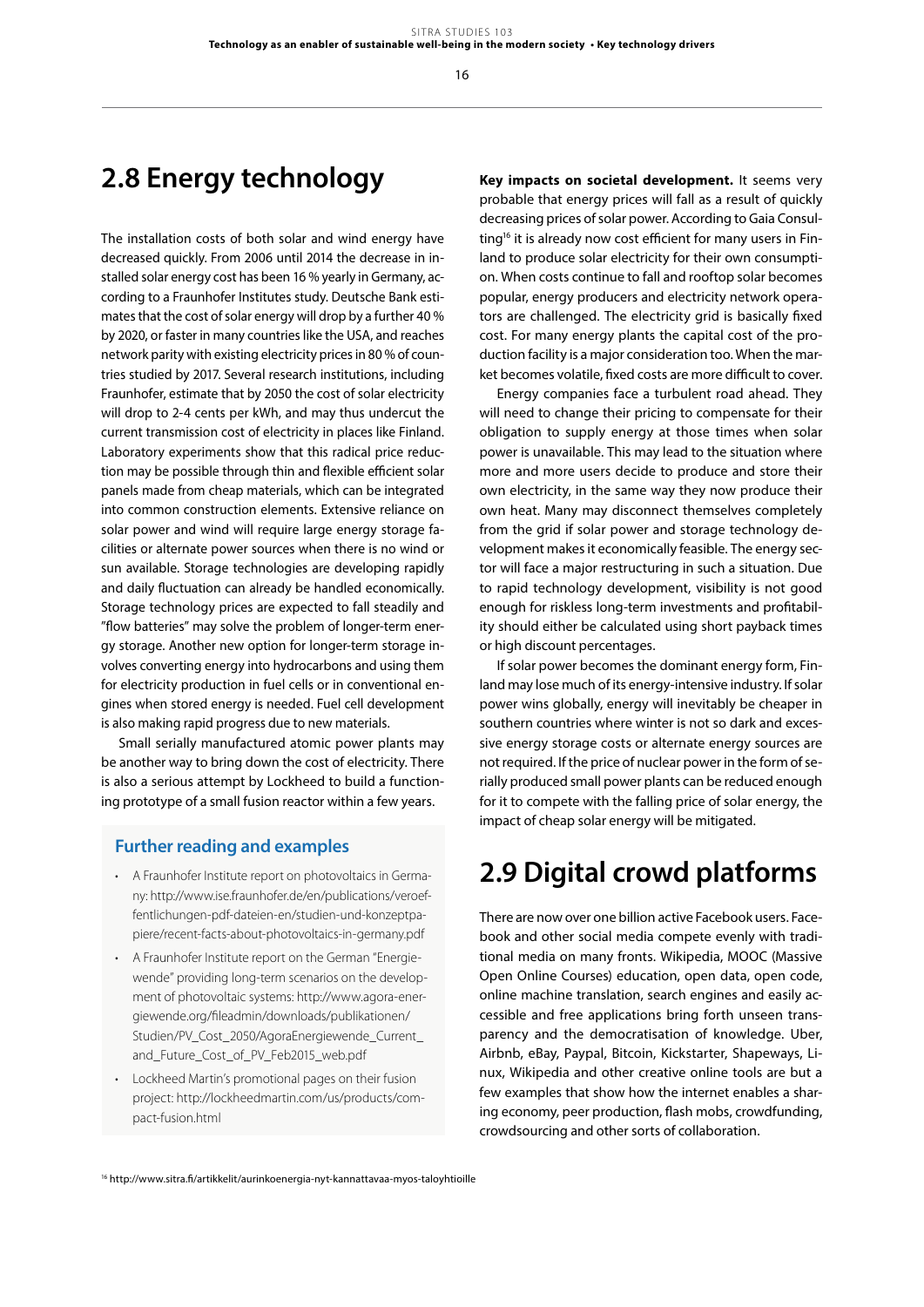## 2.8 Energy technology

The installation costs of both solar and wind energy have decreased quickly. From 2006 until 2014 the decrease in installed solar energy cost has been 16 % yearly in Germany, according to a Fraunhofer Institutes study. Deutsche Bank estimates that the cost of solar energy will drop by a further 40 % by 2020, or faster in many countries like the USA, and reaches network parity with existing electricity prices in 80 % of countries studied by 2017. Several research institutions, including Fraunhofer, estimate that by 2050 the cost of solar electricity will drop to 2-4 cents per kWh, and may thus undercut the current transmission cost of electricity in places like Finland. Laboratory experiments show that this radical price reduction may be possible through thin and flexible efficient solar panels made from cheap materials, which can be integrated into common construction elements. Extensive reliance on solar power and wind will require large energy storage facilities or alternate power sources when there is no wind or sun available. Storage technologies are developing rapidly and daily fluctuation can already be handled economically. Storage technology prices are expected to fall steadily and "flow batteries" may solve the problem of longer-term energy storage. Another new option for longer-term storage involves converting energy into hydrocarbons and using them for electricity production in fuel cells or in conventional engines when stored energy is needed. Fuel cell development is also making rapid progress due to new materials.

Small serially manufactured atomic power plants may be another way to bring down the cost of electricity. There is also a serious attempt by Lockheed to build a functioning prototype of a small fusion reactor within a few years.

### Further reading and examples

- A Fraunhofer Institute report on photovoltaics in Germany: http://www.ise.fraunhofer.de/en/publications/veroeffentlichungen-pdf-dateien-en/studien-und-konzeptpapiere/recent-facts-about-photovoltaics-in-germany.pdf
- A Fraunhofer Institute report on the German "Energiewende" providing long-term scenarios on the development of photovoltaic systems: http://www.agora-energiewende.org/fileadmin/downloads/publikationen/Studien/PV_Cost_2050/AgoraEnergiewende_Current_and_Future_Cost_of_PV_Feb2015_web.pdf
- Lockheed Martin's promotional pages on their fusion project: http://lockheedmartin.com/us/products/compact-fusion.html

**Key impacts on societal development.** It seems very probable that energy prices will fall as a result of quickly decreasing prices of solar power. According to Gaia Consulting[16] it is already now cost efficient for many users in Finland to produce solar electricity for their own consumption. When costs continue to fall and rooftop solar becomes popular, energy producers and electricity network operators are challenged. The electricity grid is basically fixed cost. For many energy plants the capital cost of the production facility is a major consideration too. When the market becomes volatile, fixed costs are more difficult to cover.

Energy companies face a turbulent road ahead. They will need to change their pricing to compensate for their obligation to supply energy at those times when solar power is unavailable. This may lead to the situation where more and more users decide to produce and store their own electricity, in the same way they now produce their own heat. Many may disconnect themselves completely from the grid if solar power and storage technology development makes it economically feasible. The energy sector will face a major restructuring in such a situation. Due to rapid technology development, visibility is not good enough for riskless long-term investments and profitability should either be calculated using short payback times or high discount percentages.

If solar power becomes the dominant energy form, Finland may lose much of its energy-intensive industry. If solar power wins globally, energy will inevitably be cheaper in southern countries where winter is not so dark and excessive energy storage costs or alternate energy sources are not required. If the price of nuclear power in the form of serially produced small power plants can be reduced enough for it to compete with the falling price of solar energy, the impact of cheap solar energy will be mitigated.

## 2.9 Digital crowd platforms

There are now over one billion active Facebook users. Facebook and other social media compete evenly with traditional media on many fronts. Wikipedia, MOOC (Massive Open Online Courses) education, open data, open code, online machine translation, search engines and easily accessible and free applications bring forth unseen transparency and the democratisation of knowledge. Uber, Airbnb, eBay, Paypal, Bitcoin, Kickstarter, Shapeways, Linux, Wikipedia and other creative online tools are but a few examples that show how the internet enables a sharing economy, peer production, flash mobs, crowdfunding, crowdsourcing and other sorts of collaboration.

[16] http://www.sitra.fi/artikkelit/aurinkoenergia-nyt-kannattavaa-myos-taloyhtioille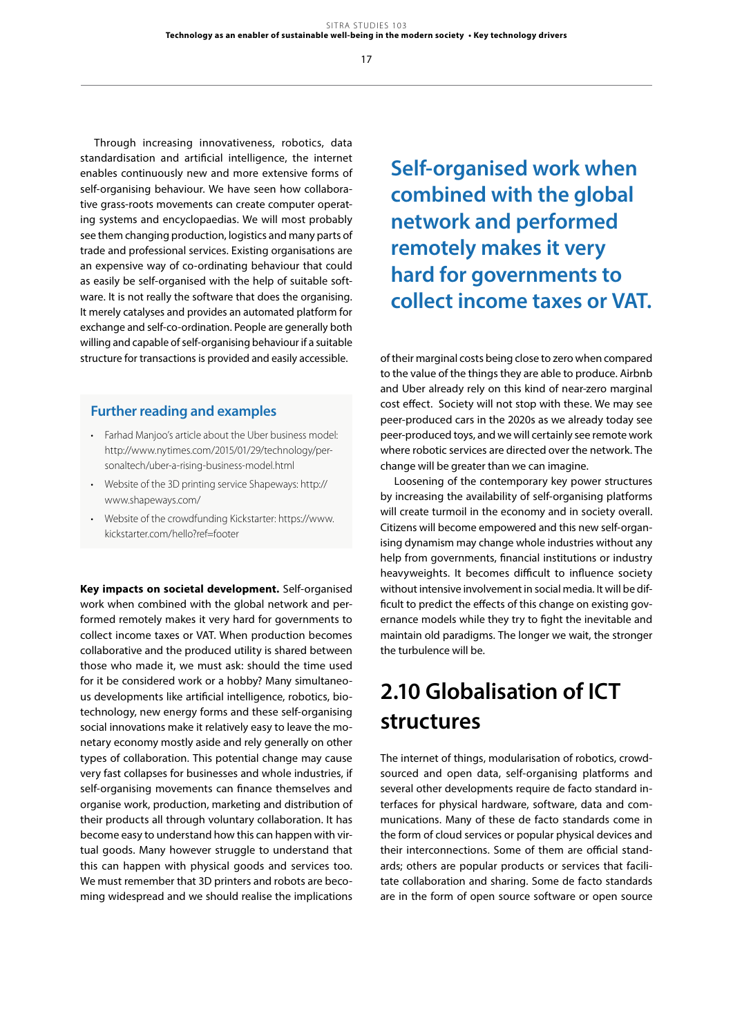Through increasing innovativeness, robotics, data standardisation and artificial intelligence, the internet enables continuously new and more extensive forms of self-organising behaviour. We have seen how collaborative grass-roots movements can create computer operating systems and encyclopaedias. We will most probably see them changing production, logistics and many parts of trade and professional services. Existing organisations are an expensive way of co-ordinating behaviour that could as easily be self-organised with the help of suitable software. It is not really the software that does the organising. It merely catalyses and provides an automated platform for exchange and self-co-ordination. People are generally both willing and capable of self-organising behaviour if a suitable structure for transactions is provided and easily accessible.

### Further reading and examples

- Farhad Manjoo's article about the Uber business model: http://www.nytimes.com/2015/01/29/technology/personaltech/uber-a-rising-business-model.html
- Website of the 3D printing service Shapeways: http://www.shapeways.com/
- Website of the crowdfunding Kickstarter: https://www.kickstarter.com/hello?ref=footer

**Key impacts on societal development.** Self-organised work when combined with the global network and performed remotely makes it very hard for governments to collect income taxes or VAT. When production becomes collaborative and the produced utility is shared between those who made it, we must ask: should the time used for it be considered work or a hobby? Many simultaneous developments like artificial intelligence, robotics, biotechnology, new energy forms and these self-organising social innovations make it relatively easy to leave the monetary economy mostly aside and rely generally on other types of collaboration. This potential change may cause very fast collapses for businesses and whole industries, if self-organising movements can finance themselves and organise work, production, marketing and distribution of their products all through voluntary collaboration. It has become easy to understand how this can happen with virtual goods. Many however struggle to understand that this can happen with physical goods and services too. We must remember that 3D printers and robots are becoming widespread and we should realise the implications of their marginal costs being close to zero when compared to the value of the things they are able to produce. Airbnb and Uber already rely on this kind of near-zero marginal cost effect. Society will not stop with these. We may see peer-produced cars in the 2020s as we already today see peer-produced toys, and we will certainly see remote work where robotic services are directed over the network. The change will be greater than we can imagine.

> **Self-organised work when combined with the global network and performed remotely makes it very hard for governments to collect income taxes or VAT.**

Loosening of the contemporary key power structures by increasing the availability of self-organising platforms will create turmoil in the economy and in society overall. Citizens will become empowered and this new self-organising dynamism may change whole industries without any help from governments, financial institutions or industry heavyweights. It becomes difficult to influence society without intensive involvement in social media. It will be difficult to predict the effects of this change on existing governance models while they try to fight the inevitable and maintain old paradigms. The longer we wait, the stronger the turbulence will be.

## 2.10 Globalisation of ICT structures

The internet of things, modularisation of robotics, crowdsourced and open data, self-organising platforms and several other developments require de facto standard interfaces for physical hardware, software, data and communications. Many of these de facto standards come in the form of cloud services or popular physical devices and their interconnections. Some of them are official standards; others are popular products or services that facilitate collaboration and sharing. Some de facto standards are in the form of open source software or open source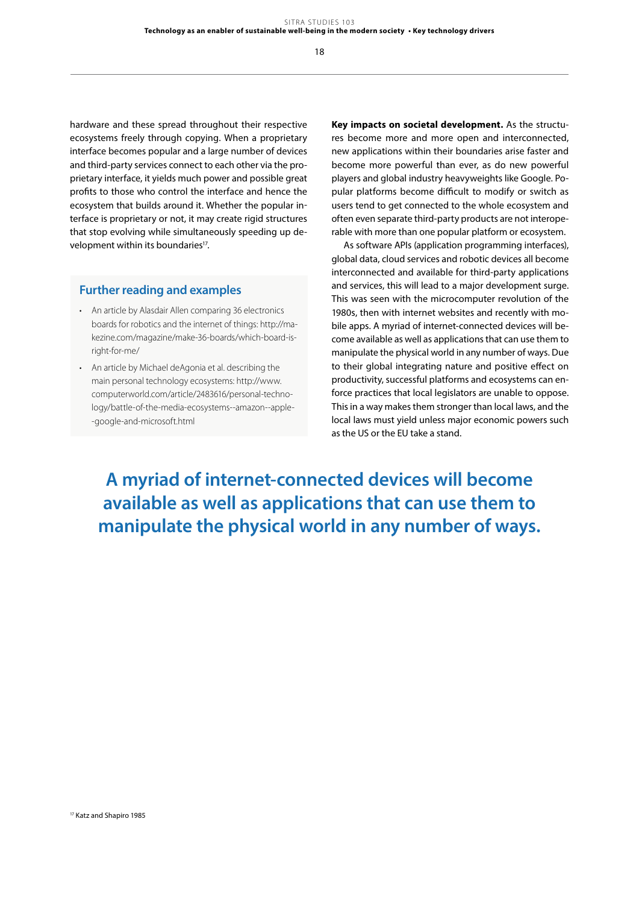hardware and these spread throughout their respective ecosystems freely through copying. When a proprietary interface becomes popular and a large number of devices and third-party services connect to each other via the proprietary interface, it yields much power and possible great profits to those who control the interface and hence the ecosystem that builds around it. Whether the popular interface is proprietary or not, it may create rigid structures that stop evolving while simultaneously speeding up development within its boundaries[17].

### Further reading and examples

- An article by Alasdair Allen comparing 36 electronics boards for robotics and the internet of things: http://makezine.com/magazine/make-36-boards/which-board-is-right-for-me/
- An article by Michael deAgonia et al. describing the main personal technology ecosystems: http://www.computerworld.com/article/2483616/personal-technology/battle-of-the-media-ecosystems--amazon--apple--google-and-microsoft.html

**Key impacts on societal development.** As the structures become more and more open and interconnected, new applications within their boundaries arise faster and become more powerful than ever, as do new powerful players and global industry heavyweights like Google. Popular platforms become difficult to modify or switch as users tend to get connected to the whole ecosystem and often even separate third-party products are not interoperable with more than one popular platform or ecosystem.

As software APIs (application programming interfaces), global data, cloud services and robotic devices all become interconnected and available for third-party applications and services, this will lead to a major development surge. This was seen with the microcomputer revolution of the 1980s, then with internet websites and recently with mobile apps. A myriad of internet-connected devices will become available as well as applications that can use them to manipulate the physical world in any number of ways. Due to their global integrating nature and positive effect on productivity, successful platforms and ecosystems can enforce practices that local legislators are unable to oppose. This in a way makes them stronger than local laws, and the local laws must yield unless major economic powers such as the US or the EU take a stand.

**A myriad of internet-connected devices will become available as well as applications that can use them to manipulate the physical world in any number of ways.**

[17] Katz and Shapiro 1985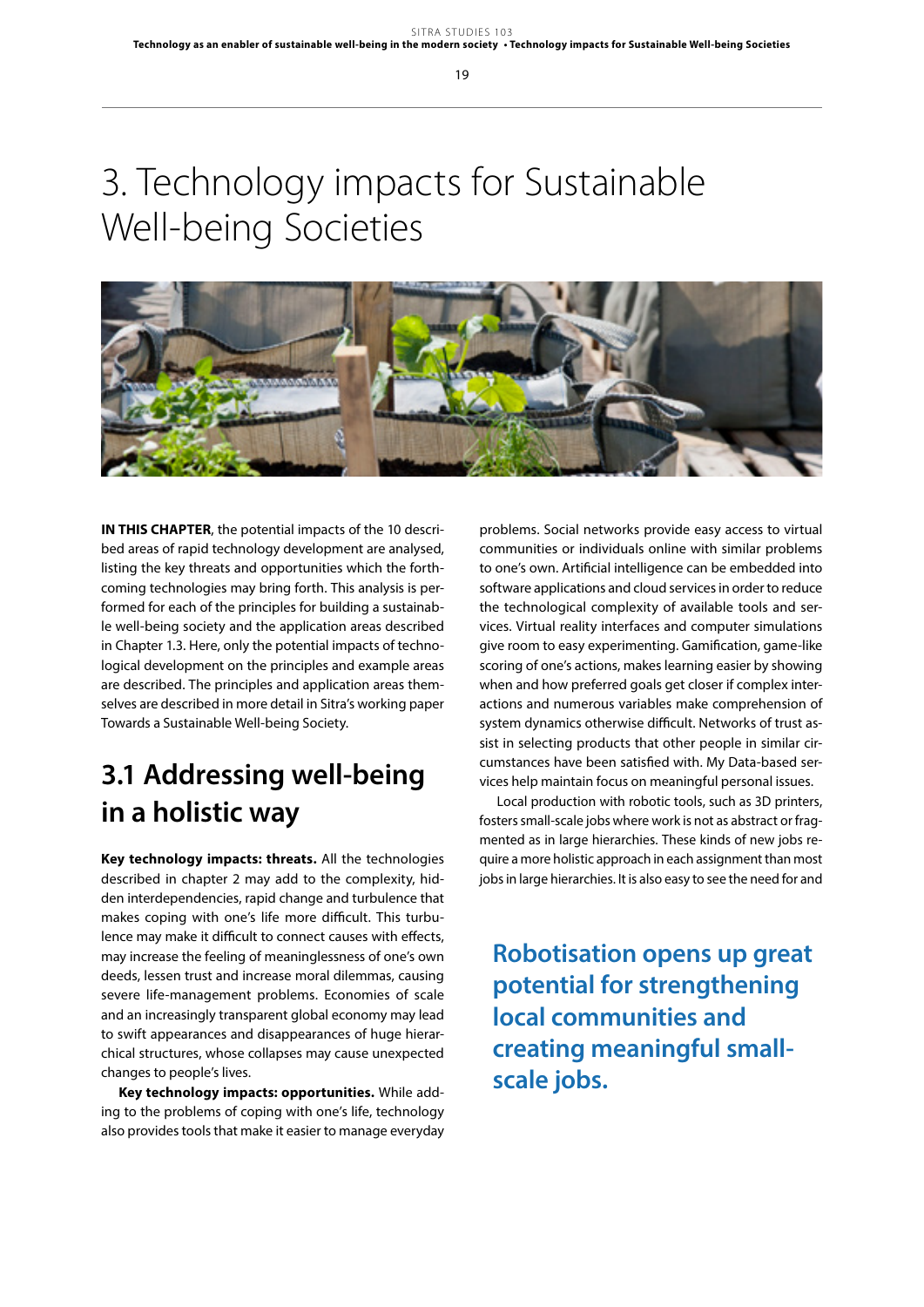# 3. Technology impacts for Sustainable Well-being Societies

**IN THIS CHAPTER**, the potential impacts of the 10 described areas of rapid technology development are analysed, listing the key threats and opportunities which the forthcoming technologies may bring forth. This analysis is performed for each of the principles for building a sustainable well-being society and the application areas described in Chapter 1.3. Here, only the potential impacts of technological development on the principles and example areas are described. The principles and application areas themselves are described in more detail in Sitra's working paper Towards a Sustainable Well-being Society.

## 3.1 Addressing well-being in a holistic way

**Key technology impacts: threats.** All the technologies described in chapter 2 may add to the complexity, hidden interdependencies, rapid change and turbulence that makes coping with one's life more difficult. This turbulence may make it difficult to connect causes with effects, may increase the feeling of meaninglessness of one's own deeds, lessen trust and increase moral dilemmas, causing severe life-management problems. Economies of scale and an increasingly transparent global economy may lead to swift appearances and disappearances of huge hierarchical structures, whose collapses may cause unexpected changes to people's lives.

**Key technology impacts: opportunities.** While adding to the problems of coping with one's life, technology also provides tools that make it easier to manage everyday problems. Social networks provide easy access to virtual communities or individuals online with similar problems to one's own. Artificial intelligence can be embedded into software applications and cloud services in order to reduce the technological complexity of available tools and services. Virtual reality interfaces and computer simulations give room to easy experimenting. Gamification, game-like scoring of one's actions, makes learning easier by showing when and how preferred goals get closer if complex interactions and numerous variables make comprehension of system dynamics otherwise difficult. Networks of trust assist in selecting products that other people in similar circumstances have been satisfied with. My Data-based services help maintain focus on meaningful personal issues.

Local production with robotic tools, such as 3D printers, fosters small-scale jobs where work is not as abstract or fragmented as in large hierarchies. These kinds of new jobs require a more holistic approach in each assignment than most jobs in large hierarchies. It is also easy to see the need for and

**Robotisation opens up great potential for strengthening local communities and creating meaningful small-scale jobs.**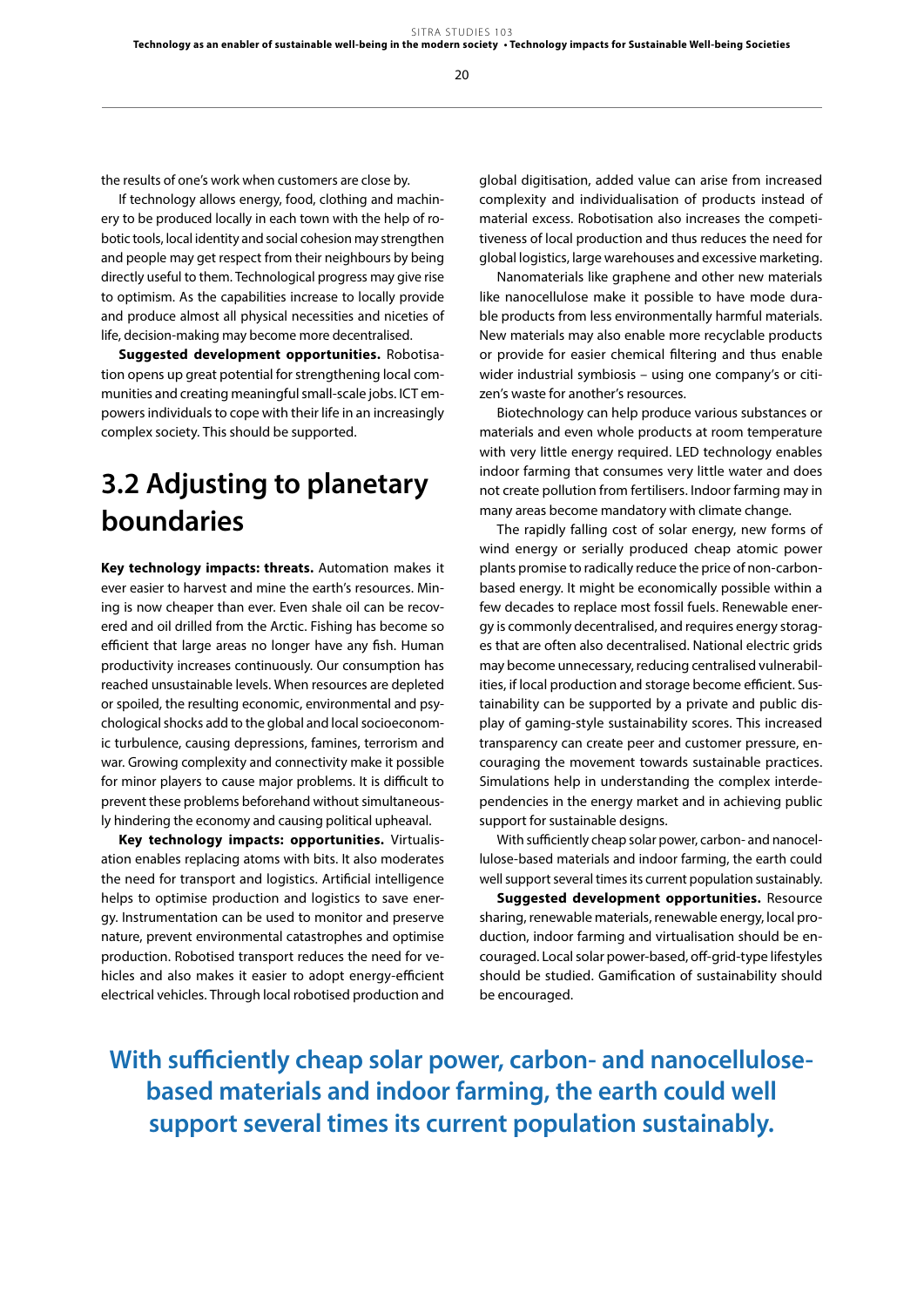the results of one's work when customers are close by.

If technology allows energy, food, clothing and machinery to be produced locally in each town with the help of robotic tools, local identity and social cohesion may strengthen and people may get respect from their neighbours by being directly useful to them. Technological progress may give rise to optimism. As the capabilities increase to locally provide and produce almost all physical necessities and niceties of life, decision-making may become more decentralised.

**Suggested development opportunities.** Robotisation opens up great potential for strengthening local communities and creating meaningful small-scale jobs. ICT empowers individuals to cope with their life in an increasingly complex society. This should be supported.

## 3.2 Adjusting to planetary boundaries

**Key technology impacts: threats.** Automation makes it ever easier to harvest and mine the earth's resources. Mining is now cheaper than ever. Even shale oil can be recovered and oil drilled from the Arctic. Fishing has become so efficient that large areas no longer have any fish. Human productivity increases continuously. Our consumption has reached unsustainable levels. When resources are depleted or spoiled, the resulting economic, environmental and psychological shocks add to the global and local socioeconomic turbulence, causing depressions, famines, terrorism and war. Growing complexity and connectivity make it possible for minor players to cause major problems. It is difficult to prevent these problems beforehand without simultaneously hindering the economy and causing political upheaval.

**Key technology impacts: opportunities.** Virtualisation enables replacing atoms with bits. It also moderates the need for transport and logistics. Artificial intelligence helps to optimise production and logistics to save energy. Instrumentation can be used to monitor and preserve nature, prevent environmental catastrophes and optimise production. Robotised transport reduces the need for vehicles and also makes it easier to adopt energy-efficient electrical vehicles. Through local robotised production and global digitisation, added value can arise from increased complexity and individualisation of products instead of material excess. Robotisation also increases the competitiveness of local production and thus reduces the need for global logistics, large warehouses and excessive marketing.

Nanomaterials like graphene and other new materials like nanocellulose make it possible to have mode durable products from less environmentally harmful materials. New materials may also enable more recyclable products or provide for easier chemical filtering and thus enable wider industrial symbiosis – using one company's or citizen's waste for another's resources.

Biotechnology can help produce various substances or materials and even whole products at room temperature with very little energy required. LED technology enables indoor farming that consumes very little water and does not create pollution from fertilisers. Indoor farming may in many areas become mandatory with climate change.

The rapidly falling cost of solar energy, new forms of wind energy or serially produced cheap atomic power plants promise to radically reduce the price of non-carbon-based energy. It might be economically possible within a few decades to replace most fossil fuels. Renewable energy is commonly decentralised, and requires energy storages that are often also decentralised. National electric grids may become unnecessary, reducing centralised vulnerabilities, if local production and storage become efficient. Sustainability can be supported by a private and public display of gaming-style sustainability scores. This increased transparency can create peer and customer pressure, encouraging the movement towards sustainable practices. Simulations help in understanding the complex interdependencies in the energy market and in achieving public support for sustainable designs.

With sufficiently cheap solar power, carbon- and nanocellulose-based materials and indoor farming, the earth could well support several times its current population sustainably.

**Suggested development opportunities.** Resource sharing, renewable materials, renewable energy, local production, indoor farming and virtualisation should be encouraged. Local solar power-based, off-grid-type lifestyles should be studied. Gamification of sustainability should be encouraged.

**With sufficiently cheap solar power, carbon- and nanocellulose-based materials and indoor farming, the earth could well support several times its current population sustainably.**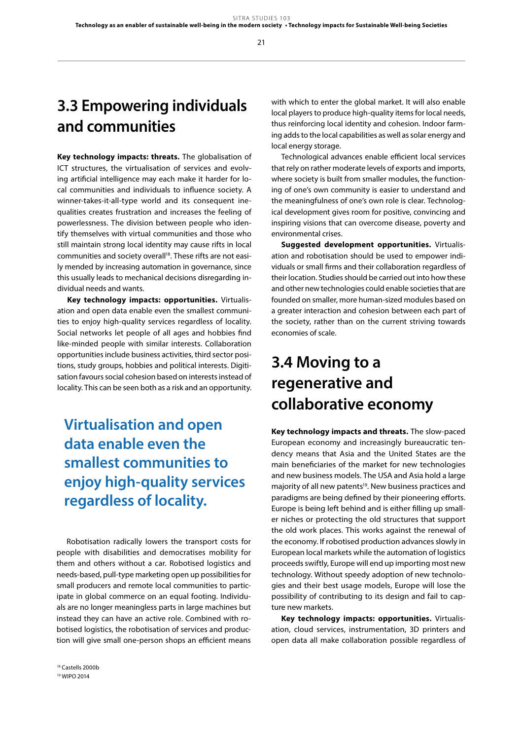## 3.3 Empowering individuals and communities

**Key technology impacts: threats.** The globalisation of ICT structures, the virtualisation of services and evolving artificial intelligence may each make it harder for local communities and individuals to influence society. A winner-takes-it-all-type world and its consequent inequalities creates frustration and increases the feeling of powerlessness. The division between people who identify themselves with virtual communities and those who still maintain strong local identity may cause rifts in local communities and society overall[18]. These rifts are not easily mended by increasing automation in governance, since this usually leads to mechanical decisions disregarding individual needs and wants.

**Key technology impacts: opportunities.** Virtualisation and open data enable even the smallest communities to enjoy high-quality services regardless of locality. Social networks let people of all ages and hobbies find like-minded people with similar interests. Collaboration opportunities include business activities, third sector positions, study groups, hobbies and political interests. Digitisation favours social cohesion based on interests instead of locality. This can be seen both as a risk and an opportunity.

> **Virtualisation and open data enable even the smallest communities to enjoy high-quality services regardless of locality.**

Robotisation radically lowers the transport costs for people with disabilities and democratises mobility for them and others without a car. Robotised logistics and needs-based, pull-type marketing open up possibilities for small producers and remote local communities to participate in global commerce on an equal footing. Individuals are no longer meaningless parts in large machines but instead they can have an active role. Combined with robotised logistics, the robotisation of services and production will give small one-person shops an efficient means with which to enter the global market. It will also enable local players to produce high-quality items for local needs, thus reinforcing local identity and cohesion. Indoor farming adds to the local capabilities as well as solar energy and local energy storage.

Technological advances enable efficient local services that rely on rather moderate levels of exports and imports, where society is built from smaller modules, the functioning of one's own community is easier to understand and the meaningfulness of one's own role is clear. Technological development gives room for positive, convincing and inspiring visions that can overcome disease, poverty and environmental crises.

**Suggested development opportunities.** Virtualisation and robotisation should be used to empower individuals or small firms and their collaboration regardless of their location. Studies should be carried out into how these and other new technologies could enable societies that are founded on smaller, more human-sized modules based on a greater interaction and cohesion between each part of the society, rather than on the current striving towards economies of scale.

## 3.4 Moving to a regenerative and collaborative economy

**Key technology impacts and threats.** The slow-paced European economy and increasingly bureaucratic tendency means that Asia and the United States are the main beneficiaries of the market for new technologies and new business models. The USA and Asia hold a large majority of all new patents[19]. New business practices and paradigms are being defined by their pioneering efforts. Europe is being left behind and is either filling up smaller niches or protecting the old structures that support the old work places. This works against the renewal of the economy. If robotised production advances slowly in European local markets while the automation of logistics proceeds swiftly, Europe will end up importing most new technology. Without speedy adoption of new technologies and their best usage models, Europe will lose the possibility of contributing to its design and fail to capture new markets.

**Key technology impacts: opportunities.** Virtualisation, cloud services, instrumentation, 3D printers and open data all make collaboration possible regardless of

[18] Castells 2000b
[19] WIPO 2014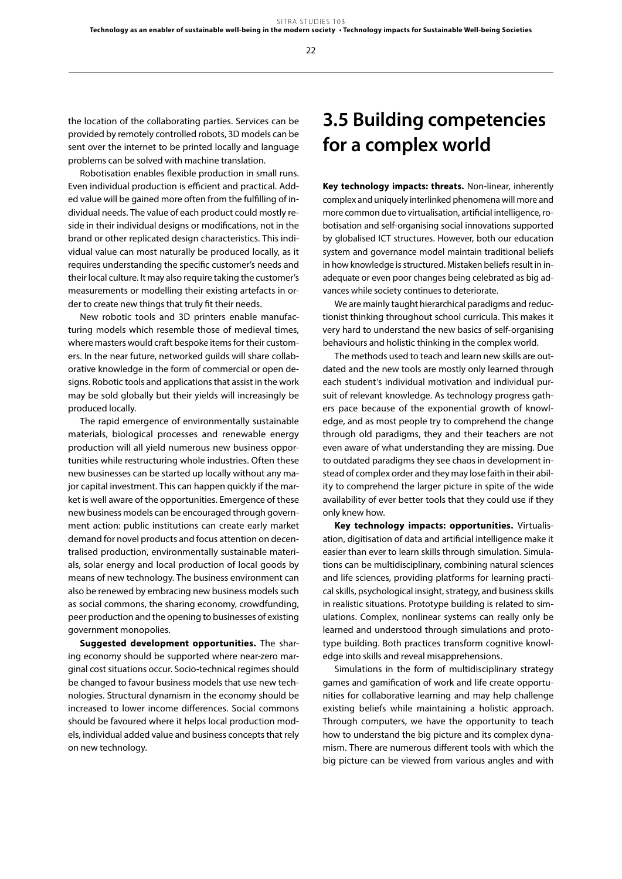the location of the collaborating parties. Services can be provided by remotely controlled robots, 3D models can be sent over the internet to be printed locally and language problems can be solved with machine translation.

Robotisation enables flexible production in small runs. Even individual production is efficient and practical. Added value will be gained more often from the fulfilling of individual needs. The value of each product could mostly reside in their individual designs or modifications, not in the brand or other replicated design characteristics. This individual value can most naturally be produced locally, as it requires understanding the specific customer's needs and their local culture. It may also require taking the customer's measurements or modelling their existing artefacts in order to create new things that truly fit their needs.

New robotic tools and 3D printers enable manufacturing models which resemble those of medieval times, where masters would craft bespoke items for their customers. In the near future, networked guilds will share collaborative knowledge in the form of commercial or open designs. Robotic tools and applications that assist in the work may be sold globally but their yields will increasingly be produced locally.

The rapid emergence of environmentally sustainable materials, biological processes and renewable energy production will all yield numerous new business opportunities while restructuring whole industries. Often these new businesses can be started up locally without any major capital investment. This can happen quickly if the market is well aware of the opportunities. Emergence of these new business models can be encouraged through government action: public institutions can create early market demand for novel products and focus attention on decentralised production, environmentally sustainable materials, solar energy and local production of local goods by means of new technology. The business environment can also be renewed by embracing new business models such as social commons, the sharing economy, crowdfunding, peer production and the opening to businesses of existing government monopolies.

**Suggested development opportunities.** The sharing economy should be supported where near-zero marginal cost situations occur. Socio-technical regimes should be changed to favour business models that use new technologies. Structural dynamism in the economy should be increased to lower income differences. Social commons should be favoured where it helps local production models, individual added value and business concepts that rely on new technology.

## 3.5 Building competencies for a complex world

**Key technology impacts: threats.** Non-linear, inherently complex and uniquely interlinked phenomena will more and more common due to virtualisation, artificial intelligence, robotisation and self-organising social innovations supported by globalised ICT structures. However, both our education system and governance model maintain traditional beliefs in how knowledge is structured. Mistaken beliefs result in inadequate or even poor changes being celebrated as big advances while society continues to deteriorate.

We are mainly taught hierarchical paradigms and reductionist thinking throughout school curricula. This makes it very hard to understand the new basics of self-organising behaviours and holistic thinking in the complex world.

The methods used to teach and learn new skills are outdated and the new tools are mostly only learned through each student's individual motivation and individual pursuit of relevant knowledge. As technology progress gathers pace because of the exponential growth of knowledge, and as most people try to comprehend the change through old paradigms, they and their teachers are not even aware of what understanding they are missing. Due to outdated paradigms they see chaos in development instead of complex order and they may lose faith in their ability to comprehend the larger picture in spite of the wide availability of ever better tools that they could use if they only knew how.

**Key technology impacts: opportunities.** Virtualisation, digitisation of data and artificial intelligence make it easier than ever to learn skills through simulation. Simulations can be multidisciplinary, combining natural sciences and life sciences, providing platforms for learning practical skills, psychological insight, strategy, and business skills in realistic situations. Prototype building is related to simulations. Complex, nonlinear systems can really only be learned and understood through simulations and prototype building. Both practices transform cognitive knowledge into skills and reveal misapprehensions.

Simulations in the form of multidisciplinary strategy games and gamification of work and life create opportunities for collaborative learning and may help challenge existing beliefs while maintaining a holistic approach. Through computers, we have the opportunity to teach how to understand the big picture and its complex dynamism. There are numerous different tools with which the big picture can be viewed from various angles and with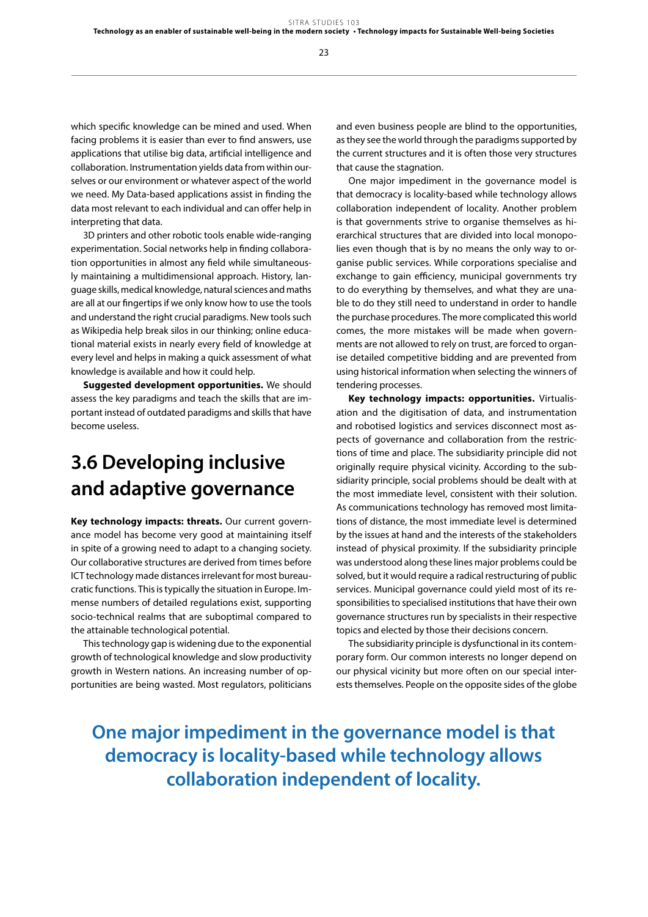which specific knowledge can be mined and used. When facing problems it is easier than ever to find answers, use applications that utilise big data, artificial intelligence and collaboration. Instrumentation yields data from within ourselves or our environment or whatever aspect of the world we need. My Data-based applications assist in finding the data most relevant to each individual and can offer help in interpreting that data.

3D printers and other robotic tools enable wide-ranging experimentation. Social networks help in finding collaboration opportunities in almost any field while simultaneously maintaining a multidimensional approach. History, language skills, medical knowledge, natural sciences and maths are all at our fingertips if we only know how to use the tools and understand the right crucial paradigms. New tools such as Wikipedia help break silos in our thinking; online educational material exists in nearly every field of knowledge at every level and helps in making a quick assessment of what knowledge is available and how it could help.

**Suggested development opportunities.** We should assess the key paradigms and teach the skills that are important instead of outdated paradigms and skills that have become useless.

## 3.6 Developing inclusive and adaptive governance

**Key technology impacts: threats.** Our current governance model has become very good at maintaining itself in spite of a growing need to adapt to a changing society. Our collaborative structures are derived from times before ICT technology made distances irrelevant for most bureaucratic functions. This is typically the situation in Europe. Immense numbers of detailed regulations exist, supporting socio-technical realms that are suboptimal compared to the attainable technological potential.

This technology gap is widening due to the exponential growth of technological knowledge and slow productivity growth in Western nations. An increasing number of opportunities are being wasted. Most regulators, politicians and even business people are blind to the opportunities, as they see the world through the paradigms supported by the current structures and it is often those very structures that cause the stagnation.

One major impediment in the governance model is that democracy is locality-based while technology allows collaboration independent of locality. Another problem is that governments strive to organise themselves as hierarchical structures that are divided into local monopolies even though that is by no means the only way to organise public services. While corporations specialise and exchange to gain efficiency, municipal governments try to do everything by themselves, and what they are unable to do they still need to understand in order to handle the purchase procedures. The more complicated this world comes, the more mistakes will be made when governments are not allowed to rely on trust, are forced to organise detailed competitive bidding and are prevented from using historical information when selecting the winners of tendering processes.

**Key technology impacts: opportunities.** Virtualisation and the digitisation of data, and instrumentation and robotised logistics and services disconnect most aspects of governance and collaboration from the restrictions of time and place. The subsidiarity principle did not originally require physical vicinity. According to the subsidiarity principle, social problems should be dealt with at the most immediate level, consistent with their solution. As communications technology has removed most limitations of distance, the most immediate level is determined by the issues at hand and the interests of the stakeholders instead of physical proximity. If the subsidiarity principle was understood along these lines major problems could be solved, but it would require a radical restructuring of public services. Municipal governance could yield most of its responsibilities to specialised institutions that have their own governance structures run by specialists in their respective topics and elected by those their decisions concern.

The subsidiarity principle is dysfunctional in its contemporary form. Our common interests no longer depend on our physical vicinity but more often on our special interests themselves. People on the opposite sides of the globe

**One major impediment in the governance model is that democracy is locality-based while technology allows collaboration independent of locality.**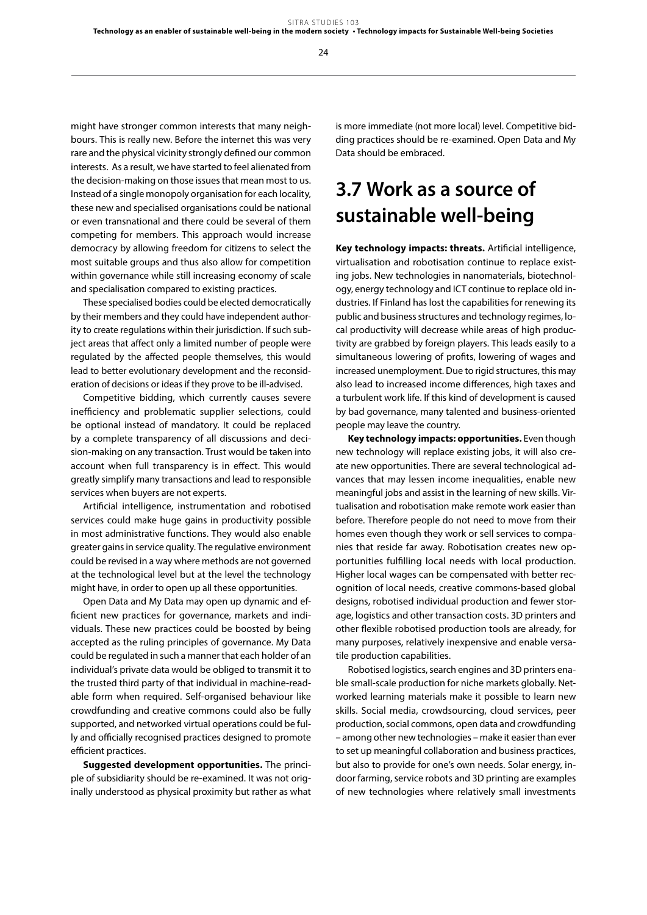might have stronger common interests that many neighbours. This is really new. Before the internet this was very rare and the physical vicinity strongly defined our common interests. As a result, we have started to feel alienated from the decision-making on those issues that mean most to us. Instead of a single monopoly organisation for each locality, these new and specialised organisations could be national or even transnational and there could be several of them competing for members. This approach would increase democracy by allowing freedom for citizens to select the most suitable groups and thus also allow for competition within governance while still increasing economy of scale and specialisation compared to existing practices.

These specialised bodies could be elected democratically by their members and they could have independent authority to create regulations within their jurisdiction. If such subject areas that affect only a limited number of people were regulated by the affected people themselves, this would lead to better evolutionary development and the reconsideration of decisions or ideas if they prove to be ill-advised.

Competitive bidding, which currently causes severe inefficiency and problematic supplier selections, could be optional instead of mandatory. It could be replaced by a complete transparency of all discussions and decision-making on any transaction. Trust would be taken into account when full transparency is in effect. This would greatly simplify many transactions and lead to responsible services when buyers are not experts.

Artificial intelligence, instrumentation and robotised services could make huge gains in productivity possible in most administrative functions. They would also enable greater gains in service quality. The regulative environment could be revised in a way where methods are not governed at the technological level but at the level the technology might have, in order to open up all these opportunities.

Open Data and My Data may open up dynamic and efficient new practices for governance, markets and individuals. These new practices could be boosted by being accepted as the ruling principles of governance. My Data could be regulated in such a manner that each holder of an individual's private data would be obliged to transmit it to the trusted third party of that individual in machine-readable form when required. Self-organised behaviour like crowdfunding and creative commons could also be fully supported, and networked virtual operations could be fully and officially recognised practices designed to promote efficient practices.

**Suggested development opportunities.** The principle of subsidiarity should be re-examined. It was not originally understood as physical proximity but rather as what is more immediate (not more local) level. Competitive bidding practices should be re-examined. Open Data and My Data should be embraced.

## 3.7 Work as a source of sustainable well-being

**Key technology impacts: threats.** Artificial intelligence, virtualisation and robotisation continue to replace existing jobs. New technologies in nanomaterials, biotechnology, energy technology and ICT continue to replace old industries. If Finland has lost the capabilities for renewing its public and business structures and technology regimes, local productivity will decrease while areas of high productivity are grabbed by foreign players. This leads easily to a simultaneous lowering of profits, lowering of wages and increased unemployment. Due to rigid structures, this may also lead to increased income differences, high taxes and a turbulent work life. If this kind of development is caused by bad governance, many talented and business-oriented people may leave the country.

**Key technology impacts: opportunities.** Even though new technology will replace existing jobs, it will also create new opportunities. There are several technological advances that may lessen income inequalities, enable new meaningful jobs and assist in the learning of new skills. Virtualisation and robotisation make remote work easier than before. Therefore people do not need to move from their homes even though they work or sell services to companies that reside far away. Robotisation creates new opportunities fulfilling local needs with local production. Higher local wages can be compensated with better recognition of local needs, creative commons-based global designs, robotised individual production and fewer storage, logistics and other transaction costs. 3D printers and other flexible robotised production tools are already, for many purposes, relatively inexpensive and enable versatile production capabilities.

Robotised logistics, search engines and 3D printers enable small-scale production for niche markets globally. Networked learning materials make it possible to learn new skills. Social media, crowdsourcing, cloud services, peer production, social commons, open data and crowdfunding – among other new technologies – make it easier than ever to set up meaningful collaboration and business practices, but also to provide for one's own needs. Solar energy, indoor farming, service robots and 3D printing are examples of new technologies where relatively small investments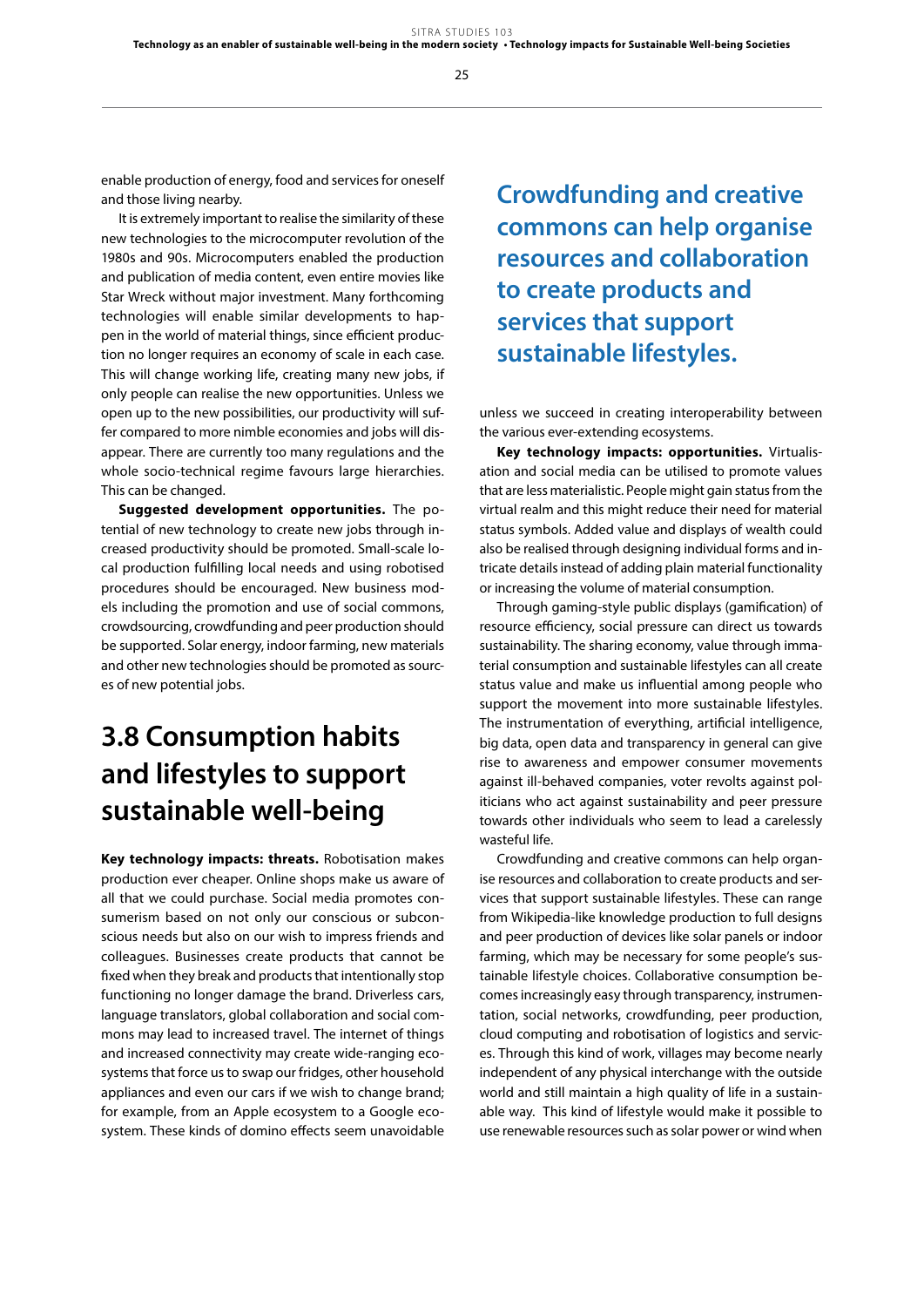enable production of energy, food and services for oneself and those living nearby.

It is extremely important to realise the similarity of these new technologies to the microcomputer revolution of the 1980s and 90s. Microcomputers enabled the production and publication of media content, even entire movies like Star Wreck without major investment. Many forthcoming technologies will enable similar developments to happen in the world of material things, since efficient production no longer requires an economy of scale in each case. This will change working life, creating many new jobs, if only people can realise the new opportunities. Unless we open up to the new possibilities, our productivity will suffer compared to more nimble economies and jobs will disappear. There are currently too many regulations and the whole socio-technical regime favours large hierarchies. This can be changed.

**Suggested development opportunities.** The potential of new technology to create new jobs through increased productivity should be promoted. Small-scale local production fulfilling local needs and using robotised procedures should be encouraged. New business models including the promotion and use of social commons, crowdsourcing, crowdfunding and peer production should be supported. Solar energy, indoor farming, new materials and other new technologies should be promoted as sources of new potential jobs.

## 3.8 Consumption habits and lifestyles to support sustainable well-being

**Key technology impacts: threats.** Robotisation makes production ever cheaper. Online shops make us aware of all that we could purchase. Social media promotes consumerism based on not only our conscious or subconscious needs but also on our wish to impress friends and colleagues. Businesses create products that cannot be fixed when they break and products that intentionally stop functioning no longer damage the brand. Driverless cars, language translators, global collaboration and social commons may lead to increased travel. The internet of things and increased connectivity may create wide-ranging ecosystems that force us to swap our fridges, other household appliances and even our cars if we wish to change brand; for example, from an Apple ecosystem to a Google ecosystem. These kinds of domino effects seem unavoidable unless we succeed in creating interoperability between the various ever-extending ecosystems.

**Crowdfunding and creative commons can help organise resources and collaboration to create products and services that support sustainable lifestyles.**

**Key technology impacts: opportunities.** Virtualisation and social media can be utilised to promote values that are less materialistic. People might gain status from the virtual realm and this might reduce their need for material status symbols. Added value and displays of wealth could also be realised through designing individual forms and intricate details instead of adding plain material functionality or increasing the volume of material consumption.

Through gaming-style public displays (gamification) of resource efficiency, social pressure can direct us towards sustainability. The sharing economy, value through immaterial consumption and sustainable lifestyles can all create status value and make us influential among people who support the movement into more sustainable lifestyles. The instrumentation of everything, artificial intelligence, big data, open data and transparency in general can give rise to awareness and empower consumer movements against ill-behaved companies, voter revolts against politicians who act against sustainability and peer pressure towards other individuals who seem to lead a carelessly wasteful life.

Crowdfunding and creative commons can help organise resources and collaboration to create products and services that support sustainable lifestyles. These can range from Wikipedia-like knowledge production to full designs and peer production of devices like solar panels or indoor farming, which may be necessary for some people's sustainable lifestyle choices. Collaborative consumption becomes increasingly easy through transparency, instrumentation, social networks, crowdfunding, peer production, cloud computing and robotisation of logistics and services. Through this kind of work, villages may become nearly independent of any physical interchange with the outside world and still maintain a high quality of life in a sustainable way. This kind of lifestyle would make it possible to use renewable resources such as solar power or wind when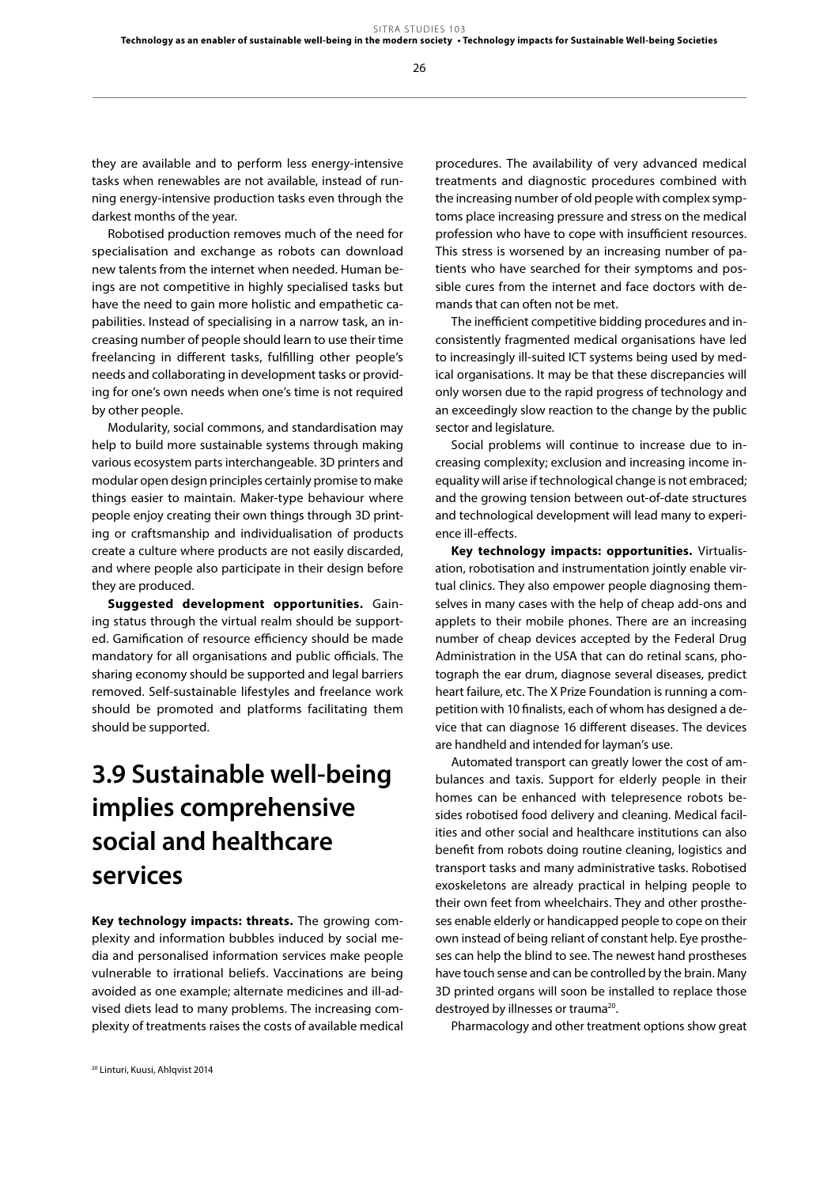they are available and to perform less energy-intensive tasks when renewables are not available, instead of running energy-intensive production tasks even through the darkest months of the year.

Robotised production removes much of the need for specialisation and exchange as robots can download new talents from the internet when needed. Human beings are not competitive in highly specialised tasks but have the need to gain more holistic and empathetic capabilities. Instead of specialising in a narrow task, an increasing number of people should learn to use their time freelancing in different tasks, fulfilling other people's needs and collaborating in development tasks or providing for one's own needs when one's time is not required by other people.

Modularity, social commons, and standardisation may help to build more sustainable systems through making various ecosystem parts interchangeable. 3D printers and modular open design principles certainly promise to make things easier to maintain. Maker-type behaviour where people enjoy creating their own things through 3D printing or craftsmanship and individualisation of products create a culture where products are not easily discarded, and where people also participate in their design before they are produced.

**Suggested development opportunities.** Gaining status through the virtual realm should be supported. Gamification of resource efficiency should be made mandatory for all organisations and public officials. The sharing economy should be supported and legal barriers removed. Self-sustainable lifestyles and freelance work should be promoted and platforms facilitating them should be supported.

## 3.9 Sustainable well-being implies comprehensive social and healthcare services

**Key technology impacts: threats.** The growing complexity and information bubbles induced by social media and personalised information services make people vulnerable to irrational beliefs. Vaccinations are being avoided as one example; alternate medicines and ill-advised diets lead to many problems. The increasing complexity of treatments raises the costs of available medical procedures. The availability of very advanced medical treatments and diagnostic procedures combined with the increasing number of old people with complex symptoms place increasing pressure and stress on the medical profession who have to cope with insufficient resources. This stress is worsened by an increasing number of patients who have searched for their symptoms and possible cures from the internet and face doctors with demands that can often not be met.

The inefficient competitive bidding procedures and inconsistently fragmented medical organisations have led to increasingly ill-suited ICT systems being used by medical organisations. It may be that these discrepancies will only worsen due to the rapid progress of technology and an exceedingly slow reaction to the change by the public sector and legislature.

Social problems will continue to increase due to increasing complexity; exclusion and increasing income inequality will arise if technological change is not embraced; and the growing tension between out-of-date structures and technological development will lead many to experience ill-effects.

**Key technology impacts: opportunities.** Virtualisation, robotisation and instrumentation jointly enable virtual clinics. They also empower people diagnosing themselves in many cases with the help of cheap add-ons and applets to their mobile phones. There are an increasing number of cheap devices accepted by the Federal Drug Administration in the USA that can do retinal scans, photograph the ear drum, diagnose several diseases, predict heart failure, etc. The X Prize Foundation is running a competition with 10 finalists, each of whom has designed a device that can diagnose 16 different diseases. The devices are handheld and intended for layman's use.

Automated transport can greatly lower the cost of ambulances and taxis. Support for elderly people in their homes can be enhanced with telepresence robots besides robotised food delivery and cleaning. Medical facilities and other social and healthcare institutions can also benefit from robots doing routine cleaning, logistics and transport tasks and many administrative tasks. Robotised exoskeletons are already practical in helping people to their own feet from wheelchairs. They and other prostheses enable elderly or handicapped people to cope on their own instead of being reliant of constant help. Eye prostheses can help the blind to see. The newest hand prostheses have touch sense and can be controlled by the brain. Many 3D printed organs will soon be installed to replace those destroyed by illnesses or trauma[20].

Pharmacology and other treatment options show great

[20] Linturi, Kuusi, Ahlqvist 2014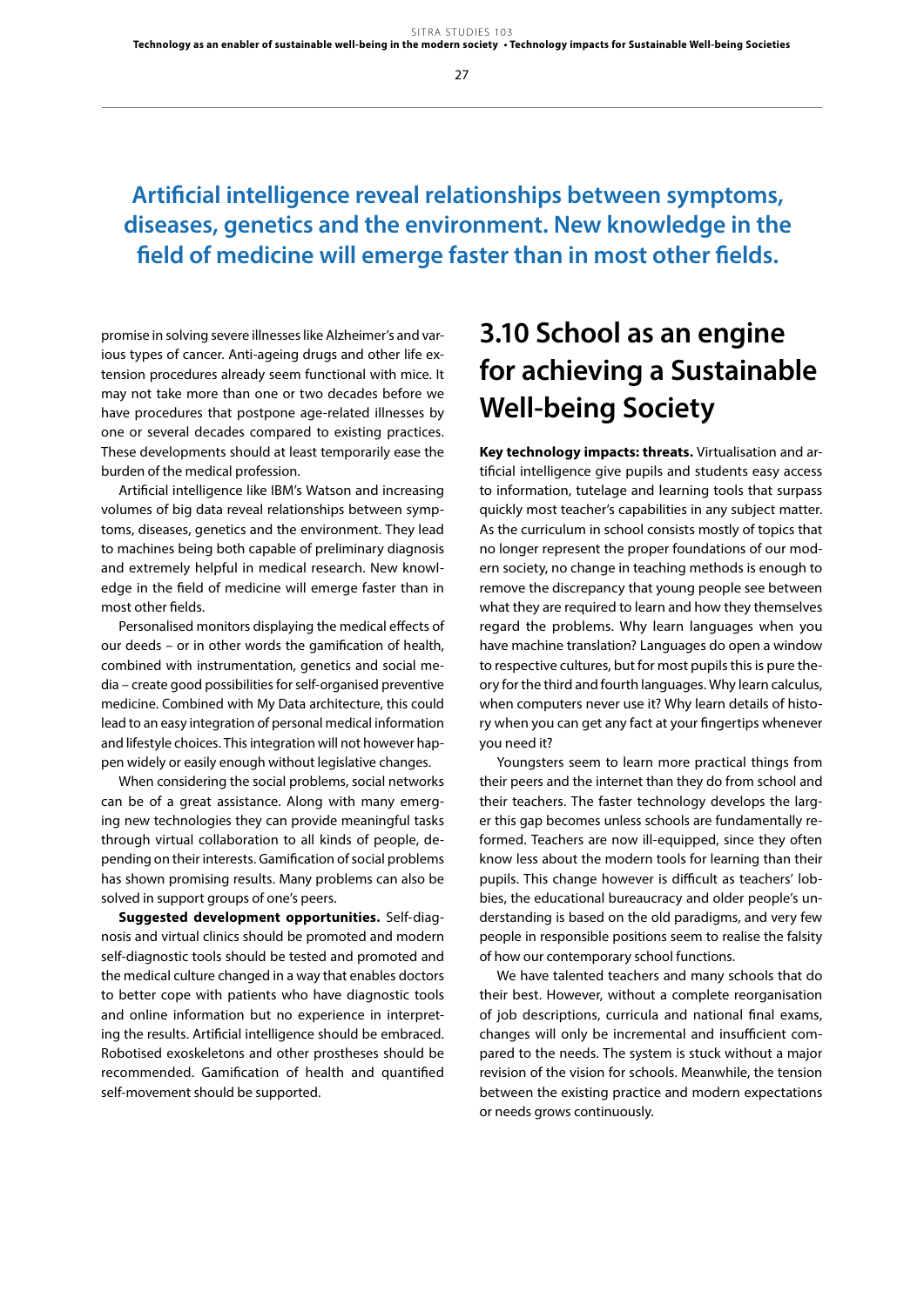**Artificial intelligence reveal relationships between symptoms, diseases, genetics and the environment. New knowledge in the field of medicine will emerge faster than in most other fields.**

promise in solving severe illnesses like Alzheimer's and various types of cancer. Anti-ageing drugs and other life extension procedures already seem functional with mice. It may not take more than one or two decades before we have procedures that postpone age-related illnesses by one or several decades compared to existing practices. These developments should at least temporarily ease the burden of the medical profession.

Artificial intelligence like IBM's Watson and increasing volumes of big data reveal relationships between symptoms, diseases, genetics and the environment. They lead to machines being both capable of preliminary diagnosis and extremely helpful in medical research. New knowledge in the field of medicine will emerge faster than in most other fields.

Personalised monitors displaying the medical effects of our deeds – or in other words the gamification of health, combined with instrumentation, genetics and social media – create good possibilities for self-organised preventive medicine. Combined with My Data architecture, this could lead to an easy integration of personal medical information and lifestyle choices. This integration will not however happen widely or easily enough without legislative changes.

When considering the social problems, social networks can be of a great assistance. Along with many emerging new technologies they can provide meaningful tasks through virtual collaboration to all kinds of people, depending on their interests. Gamification of social problems has shown promising results. Many problems can also be solved in support groups of one's peers.

**Suggested development opportunities.** Self-diagnosis and virtual clinics should be promoted and modern self-diagnostic tools should be tested and promoted and the medical culture changed in a way that enables doctors to better cope with patients who have diagnostic tools and online information but no experience in interpreting the results. Artificial intelligence should be embraced. Robotised exoskeletons and other prostheses should be recommended. Gamification of health and quantified self-movement should be supported.

## 3.10 School as an engine for achieving a Sustainable Well-being Society

**Key technology impacts: threats.** Virtualisation and artificial intelligence give pupils and students easy access to information, tutelage and learning tools that surpass quickly most teacher's capabilities in any subject matter. As the curriculum in school consists mostly of topics that no longer represent the proper foundations of our modern society, no change in teaching methods is enough to remove the discrepancy that young people see between what they are required to learn and how they themselves regard the problems. Why learn languages when you have machine translation? Languages do open a window to respective cultures, but for most pupils this is pure theory for the third and fourth languages. Why learn calculus, when computers never use it? Why learn details of history when you can get any fact at your fingertips whenever you need it?

Youngsters seem to learn more practical things from their peers and the internet than they do from school and their teachers. The faster technology develops the larger this gap becomes unless schools are fundamentally reformed. Teachers are now ill-equipped, since they often know less about the modern tools for learning than their pupils. This change however is difficult as teachers' lobbies, the educational bureaucracy and older people's understanding is based on the old paradigms, and very few people in responsible positions seem to realise the falsity of how our contemporary school functions.

We have talented teachers and many schools that do their best. However, without a complete reorganisation of job descriptions, curricula and national final exams, changes will only be incremental and insufficient compared to the needs. The system is stuck without a major revision of the vision for schools. Meanwhile, the tension between the existing practice and modern expectations or needs grows continuously.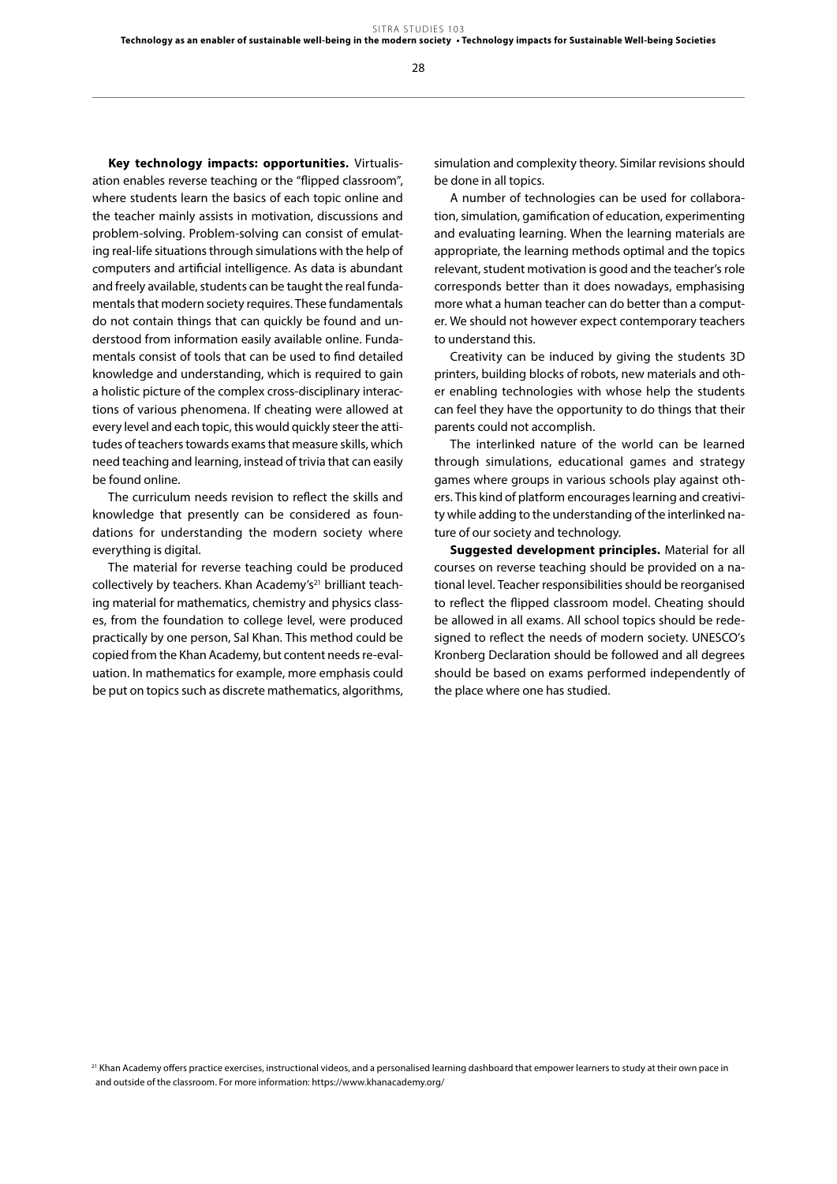**Key technology impacts: opportunities.** Virtualisation enables reverse teaching or the "flipped classroom", where students learn the basics of each topic online and the teacher mainly assists in motivation, discussions and problem-solving. Problem-solving can consist of emulating real-life situations through simulations with the help of computers and artificial intelligence. As data is abundant and freely available, students can be taught the real fundamentals that modern society requires. These fundamentals do not contain things that can quickly be found and understood from information easily available online. Fundamentals consist of tools that can be used to find detailed knowledge and understanding, which is required to gain a holistic picture of the complex cross-disciplinary interactions of various phenomena. If cheating were allowed at every level and each topic, this would quickly steer the attitudes of teachers towards exams that measure skills, which need teaching and learning, instead of trivia that can easily be found online.

The curriculum needs revision to reflect the skills and knowledge that presently can be considered as foundations for understanding the modern society where everything is digital.

The material for reverse teaching could be produced collectively by teachers. Khan Academy's[21] brilliant teaching material for mathematics, chemistry and physics classes, from the foundation to college level, were produced practically by one person, Sal Khan. This method could be copied from the Khan Academy, but content needs re-evaluation. In mathematics for example, more emphasis could be put on topics such as discrete mathematics, algorithms, simulation and complexity theory. Similar revisions should be done in all topics.

A number of technologies can be used for collaboration, simulation, gamification of education, experimenting and evaluating learning. When the learning materials are appropriate, the learning methods optimal and the topics relevant, student motivation is good and the teacher's role corresponds better than it does nowadays, emphasising more what a human teacher can do better than a computer. We should not however expect contemporary teachers to understand this.

Creativity can be induced by giving the students 3D printers, building blocks of robots, new materials and other enabling technologies with whose help the students can feel they have the opportunity to do things that their parents could not accomplish.

The interlinked nature of the world can be learned through simulations, educational games and strategy games where groups in various schools play against others. This kind of platform encourages learning and creativity while adding to the understanding of the interlinked nature of our society and technology.

**Suggested development principles.** Material for all courses on reverse teaching should be provided on a national level. Teacher responsibilities should be reorganised to reflect the flipped classroom model. Cheating should be allowed in all exams. All school topics should be redesigned to reflect the needs of modern society. UNESCO's Kronberg Declaration should be followed and all degrees should be based on exams performed independently of the place where one has studied.

[21] Khan Academy offers practice exercises, instructional videos, and a personalised learning dashboard that empower learners to study at their own pace in and outside of the classroom. For more information: https://www.khanacademy.org/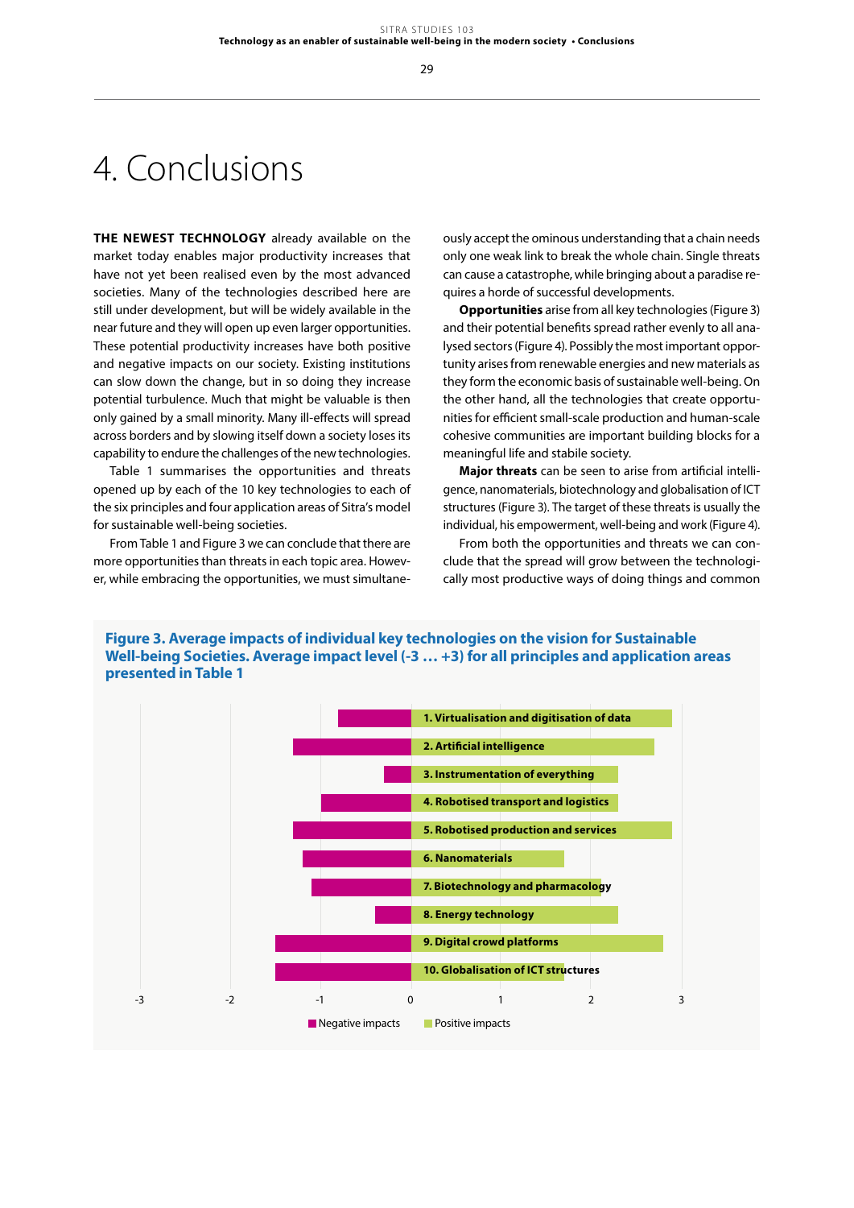# 4. Conclusions

**THE NEWEST TECHNOLOGY** already available on the market today enables major productivity increases that have not yet been realised even by the most advanced societies. Many of the technologies described here are still under development, but will be widely available in the near future and they will open up even larger opportunities. These potential productivity increases have both positive and negative impacts on our society. Existing institutions can slow down the change, but in so doing they increase potential turbulence. Much that might be valuable is then only gained by a small minority. Many ill-effects will spread across borders and by slowing itself down a society loses its capability to endure the challenges of the new technologies.

Table 1 summarises the opportunities and threats opened up by each of the 10 key technologies to each of the six principles and four application areas of Sitra's model for sustainable well-being societies.

From Table 1 and Figure 3 we can conclude that there are more opportunities than threats in each topic area. However, while embracing the opportunities, we must simultaneously accept the ominous understanding that a chain needs only one weak link to break the whole chain. Single threats can cause a catastrophe, while bringing about a paradise requires a horde of successful developments.

**Opportunities** arise from all key technologies (Figure 3) and their potential benefits spread rather evenly to all analysed sectors (Figure 4). Possibly the most important opportunity arises from renewable energies and new materials as they form the economic basis of sustainable well-being. On the other hand, all the technologies that create opportunities for efficient small-scale production and human-scale cohesive communities are important building blocks for a meaningful life and stabile society.

**Major threats** can be seen to arise from artificial intelligence, nanomaterials, biotechnology and globalisation of ICT structures (Figure 3). The target of these threats is usually the individual, his empowerment, well-being and work (Figure 4).

From both the opportunities and threats we can conclude that the spread will grow between the technologically most productive ways of doing things and common

**Figure 3. Average impacts of individual key technologies on the vision for Sustainable Well-being Societies. Average impact level (-3 … +3) for all principles and application areas presented in Table 1**

| Key technology | Negative impacts (approx.) | Positive impacts (approx.) |
|---|---|---|
| 1. Virtualisation and digitisation of data | -0.8 | 2.9 |
| 2. Artificial intelligence | -1.3 | 2.7 |
| 3. Instrumentation of everything | -0.3 | 2.3 |
| 4. Robotised transport and logistics | -1.0 | 2.3 |
| 5. Robotised production and services | -1.3 | 2.9 |
| 6. Nanomaterials | -1.2 | 1.7 |
| 7. Biotechnology and pharmacology | -1.1 | 2.1 |
| 8. Energy technology | -0.4 | 2.3 |
| 9. Digital crowd platforms | -1.5 | 2.8 |
| 10. Globalisation of ICT structures | -1.5 | 1.7 |

Negative impacts / Positive impacts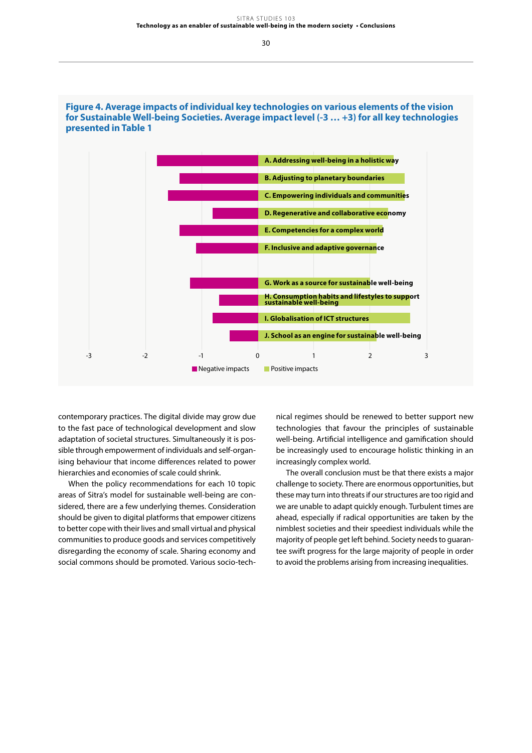**Figure 4. Average impacts of individual key technologies on various elements of the vision for Sustainable Well-being Societies. Average impact level (-3 … +3) for all key technologies presented in Table 1**

A. Addressing well-being in a holistic way
B. Adjusting to planetary boundaries
C. Empowering individuals and communities
D. Regenerative and collaborative economy
E. Competencies for a complex world
F. Inclusive and adaptive governance
G. Work as a source for sustainable well-being
H. Consumption habits and lifestyles to support sustainable well-being
I. Globalisation of ICT structures
J. School as an engine for sustainable well-being

-3 -2 -1 0 1 2 3

Negative impacts Positive impacts

contemporary practices. The digital divide may grow due to the fast pace of technological development and slow adaptation of societal structures. Simultaneously it is possible through empowerment of individuals and self-organising behaviour that income differences related to power hierarchies and economies of scale could shrink.

When the policy recommendations for each 10 topic areas of Sitra's model for sustainable well-being are considered, there are a few underlying themes. Consideration should be given to digital platforms that empower citizens to better cope with their lives and small virtual and physical communities to produce goods and services competitively disregarding the economy of scale. Sharing economy and social commons should be promoted. Various socio-technical regimes should be renewed to better support new technologies that favour the principles of sustainable well-being. Artificial intelligence and gamification should be increasingly used to encourage holistic thinking in an increasingly complex world.

The overall conclusion must be that there exists a major challenge to society. There are enormous opportunities, but these may turn into threats if our structures are too rigid and we are unable to adapt quickly enough. Turbulent times are ahead, especially if radical opportunities are taken by the nimblest societies and their speediest individuals while the majority of people get left behind. Society needs to guarantee swift progress for the large majority of people in order to avoid the problems arising from increasing inequalities.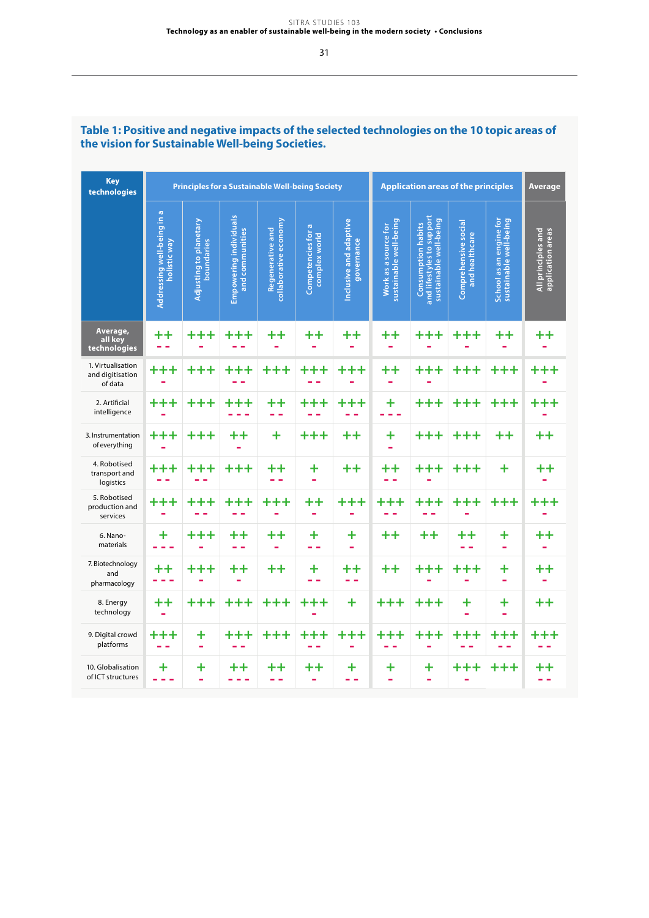### Table 1: Positive and negative impacts of the selected technologies on the 10 topic areas of the vision for Sustainable Well-being Societies.

| Key technologies | Principles for a Sustainable Well-being Society | | | | | | Application areas of the principles | | | | Average |
|---|---|---|---|---|---|---|---|---|---|---|---|
| | Addressing well-being in a holistic way | Adjusting to planetary boundaries | Empowering individuals and communities | Regenerative and collaborative economy | Competencies for a complex world | Inclusive and adaptive governance | Work as a source for sustainable well-being | Consumption habits and lifestyles to support sustainable well-being | Comprehensive social and healthcare | School as an engine for sustainable well-being | All principles and application areas |
| Average, all key technologies | ++ -- | +++ - | +++ -- | ++ - | ++ - | ++ - | ++ - | +++ - | +++ - | ++ - | ++ - |
| 1. Virtualisation and digitisation of data | +++ - | +++ | +++ -- | +++ | +++ -- | +++ - | ++ - | +++ - | +++ | +++ | +++ - |
| 2. Artificial intelligence | +++ - | +++ | +++ --- | ++ -- | +++ -- | +++ -- | + --- | +++ | +++ | +++ | +++ - |
| 3. Instrumentation of everything | +++ - | +++ | ++ - | + | +++ | ++ | + - | +++ | +++ | ++ | ++ |
| 4. Robotised transport and logistics | +++ -- | +++ -- | +++ | ++ -- | + - | ++ | ++ -- | +++ - | +++ | + | ++ - |
| 5. Robotised production and services | +++ - | +++ -- | +++ -- | +++ - | ++ - | +++ - | +++ -- | +++ -- | +++ - | +++ | +++ - |
| 6. Nano-materials | + --- | +++ - | ++ -- | ++ - | + -- | + - | ++ | ++ | ++ -- | + - | ++ - |
| 7. Biotechnology and pharmacology | ++ --- | +++ - | ++ - | ++ | + -- | ++ -- | ++ | +++ - | +++ - | + - | ++ - |
| 8. Energy technology | ++ - | +++ | +++ | +++ | +++ - | + | +++ | +++ | + - | + - | ++ |
| 9. Digital crowd platforms | +++ -- | + - | +++ -- | +++ | +++ -- | +++ - | +++ -- | +++ - | +++ -- | +++ -- | +++ -- |
| 10. Globalisation of ICT structures | + --- | + - | ++ --- | ++ -- | ++ - | + -- | + - | + - | +++ - | +++ | ++ -- |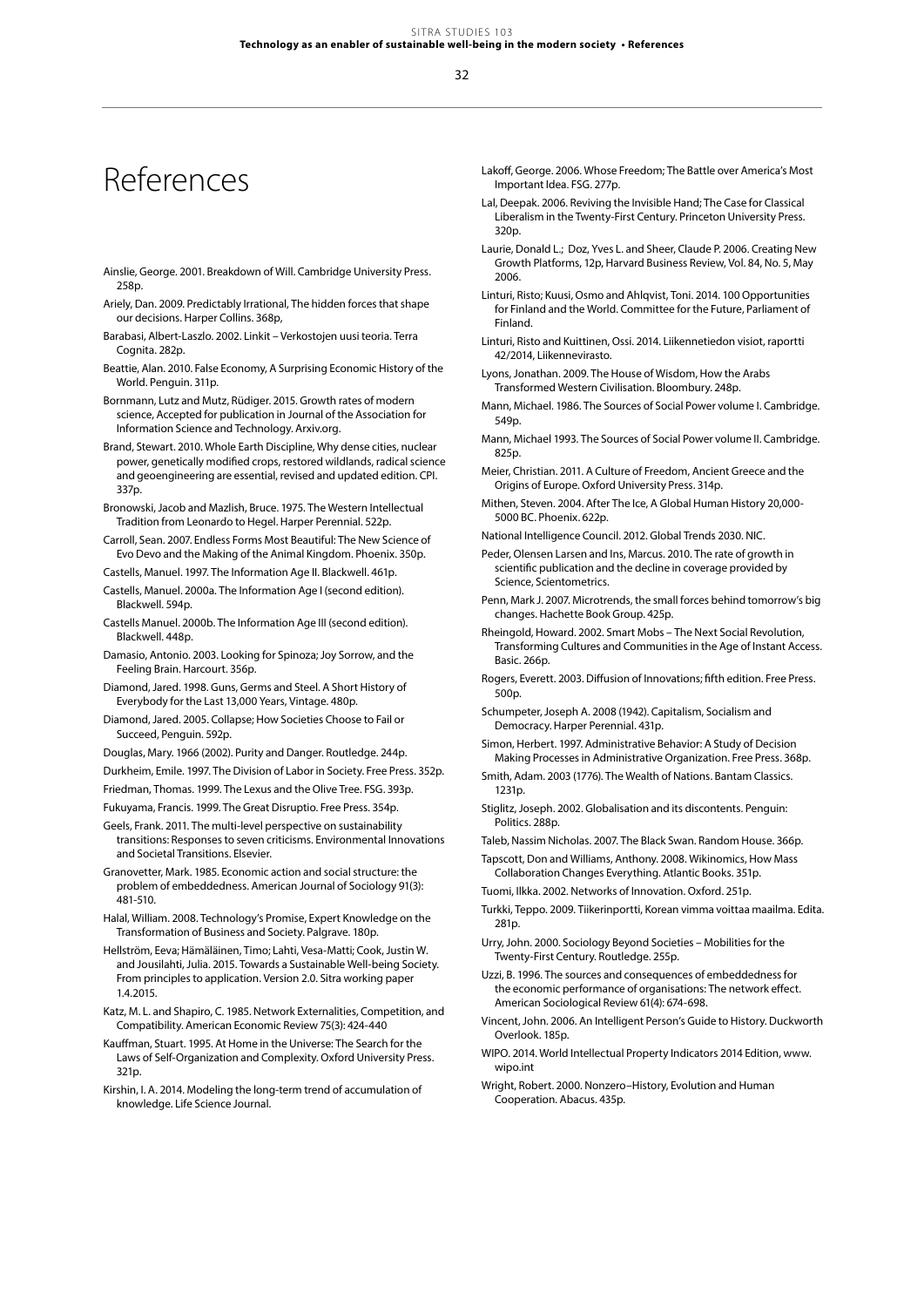# References

Ainslie, George. 2001. Breakdown of Will. Cambridge University Press. 258p.

Ariely, Dan. 2009. Predictably Irrational, The hidden forces that shape our decisions. Harper Collins. 368p,

Barabasi, Albert-Laszlo. 2002. Linkit – Verkostojen uusi teoria. Terra Cognita. 282p.

Beattie, Alan. 2010. False Economy, A Surprising Economic History of the World. Penguin. 311p.

Bornmann, Lutz and Mutz, Rüdiger. 2015. Growth rates of modern science, Accepted for publication in Journal of the Association for Information Science and Technology. Arxiv.org.

Brand, Stewart. 2010. Whole Earth Discipline, Why dense cities, nuclear power, genetically modified crops, restored wildlands, radical science and geoengineering are essential, revised and updated edition. CPI. 337p.

Bronowski, Jacob and Mazlish, Bruce. 1975. The Western Intellectual Tradition from Leonardo to Hegel. Harper Perennial. 522p.

Carroll, Sean. 2007. Endless Forms Most Beautiful: The New Science of Evo Devo and the Making of the Animal Kingdom. Phoenix. 350p.

Castells, Manuel. 1997. The Information Age II. Blackwell. 461p.

Castells, Manuel. 2000a. The Information Age I (second edition). Blackwell. 594p.

Castells Manuel. 2000b. The Information Age III (second edition). Blackwell. 448p.

Damasio, Antonio. 2003. Looking for Spinoza; Joy Sorrow, and the Feeling Brain. Harcourt. 356p.

Diamond, Jared. 1998. Guns, Germs and Steel. A Short History of Everybody for the Last 13,000 Years, Vintage. 480p.

Diamond, Jared. 2005. Collapse; How Societies Choose to Fail or Succeed, Penguin. 592p.

Douglas, Mary. 1966 (2002). Purity and Danger. Routledge. 244p.

Durkheim, Emile. 1997. The Division of Labor in Society. Free Press. 352p.

Friedman, Thomas. 1999. The Lexus and the Olive Tree. FSG. 393p.

Fukuyama, Francis. 1999. The Great Disruptio. Free Press. 354p.

Geels, Frank. 2011. The multi-level perspective on sustainability transitions: Responses to seven criticisms. Environmental Innovations and Societal Transitions. Elsevier.

Granovetter, Mark. 1985. Economic action and social structure: the problem of embeddedness. American Journal of Sociology 91(3): 481-510.

Halal, William. 2008. Technology's Promise, Expert Knowledge on the Transformation of Business and Society. Palgrave. 180p.

Hellström, Eeva; Hämäläinen, Timo; Lahti, Vesa-Matti; Cook, Justin W. and Jousilahti, Julia. 2015. Towards a Sustainable Well-being Society. From principles to application. Version 2.0. Sitra working paper 1.4.2015.

Katz, M. L. and Shapiro, C. 1985. Network Externalities, Competition, and Compatibility. American Economic Review 75(3): 424-440

Kauffman, Stuart. 1995. At Home in the Universe: The Search for the Laws of Self-Organization and Complexity. Oxford University Press. 321p.

Kirshin, I. A. 2014. Modeling the long-term trend of accumulation of knowledge. Life Science Journal.

Lakoff, George. 2006. Whose Freedom; The Battle over America's Most Important Idea. FSG. 277p.

Lal, Deepak. 2006. Reviving the Invisible Hand; The Case for Classical Liberalism in the Twenty-First Century. Princeton University Press. 320p.

Laurie, Donald L.; Doz, Yves L. and Sheer, Claude P. 2006. Creating New Growth Platforms, 12p, Harvard Business Review, Vol. 84, No. 5, May 2006.

Linturi, Risto; Kuusi, Osmo and Ahlqvist, Toni. 2014. 100 Opportunities for Finland and the World. Committee for the Future, Parliament of Finland.

Linturi, Risto and Kuittinen, Ossi. 2014. Liikennetiedon visiot, raportti 42/2014, Liikennevirasto.

Lyons, Jonathan. 2009. The House of Wisdom, How the Arabs Transformed Western Civilisation. Bloombury. 248p.

Mann, Michael. 1986. The Sources of Social Power volume I. Cambridge. 549p.

Mann, Michael 1993. The Sources of Social Power volume II. Cambridge. 825p.

Meier, Christian. 2011. A Culture of Freedom, Ancient Greece and the Origins of Europe. Oxford University Press. 314p.

Mithen, Steven. 2004. After The Ice, A Global Human History 20,000-5000 BC. Phoenix. 622p.

National Intelligence Council. 2012. Global Trends 2030. NIC.

Peder, Olensen Larsen and Ins, Marcus. 2010. The rate of growth in scientific publication and the decline in coverage provided by Science, Scientometrics.

Penn, Mark J. 2007. Microtrends, the small forces behind tomorrow's big changes. Hachette Book Group. 425p.

Rheingold, Howard. 2002. Smart Mobs – The Next Social Revolution, Transforming Cultures and Communities in the Age of Instant Access. Basic. 266p.

Rogers, Everett. 2003. Diffusion of Innovations; fifth edition. Free Press. 500p.

Schumpeter, Joseph A. 2008 (1942). Capitalism, Socialism and Democracy. Harper Perennial. 431p.

Simon, Herbert. 1997. Administrative Behavior: A Study of Decision Making Processes in Administrative Organization. Free Press. 368p.

Smith, Adam. 2003 (1776). The Wealth of Nations. Bantam Classics. 1231p.

Stiglitz, Joseph. 2002. Globalisation and its discontents. Penguin: Politics. 288p.

Taleb, Nassim Nicholas. 2007. The Black Swan. Random House. 366p.

Tapscott, Don and Williams, Anthony. 2008. Wikinomics, How Mass Collaboration Changes Everything. Atlantic Books. 351p.

Tuomi, Ilkka. 2002. Networks of Innovation. Oxford. 251p.

Turkki, Teppo. 2009. Tiikerinportti, Korean vimma voittaa maailma. Edita. 281p.

Urry, John. 2000. Sociology Beyond Societies – Mobilities for the Twenty-First Century. Routledge. 255p.

Uzzi, B. 1996. The sources and consequences of embeddedness for the economic performance of organisations: The network effect. American Sociological Review 61(4): 674-698.

Vincent, John. 2006. An Intelligent Person's Guide to History. Duckworth Overlook. 185p.

WIPO. 2014. World Intellectual Property Indicators 2014 Edition, www.wipo.int

Wright, Robert. 2000. Nonzero–History, Evolution and Human Cooperation. Abacus. 435p.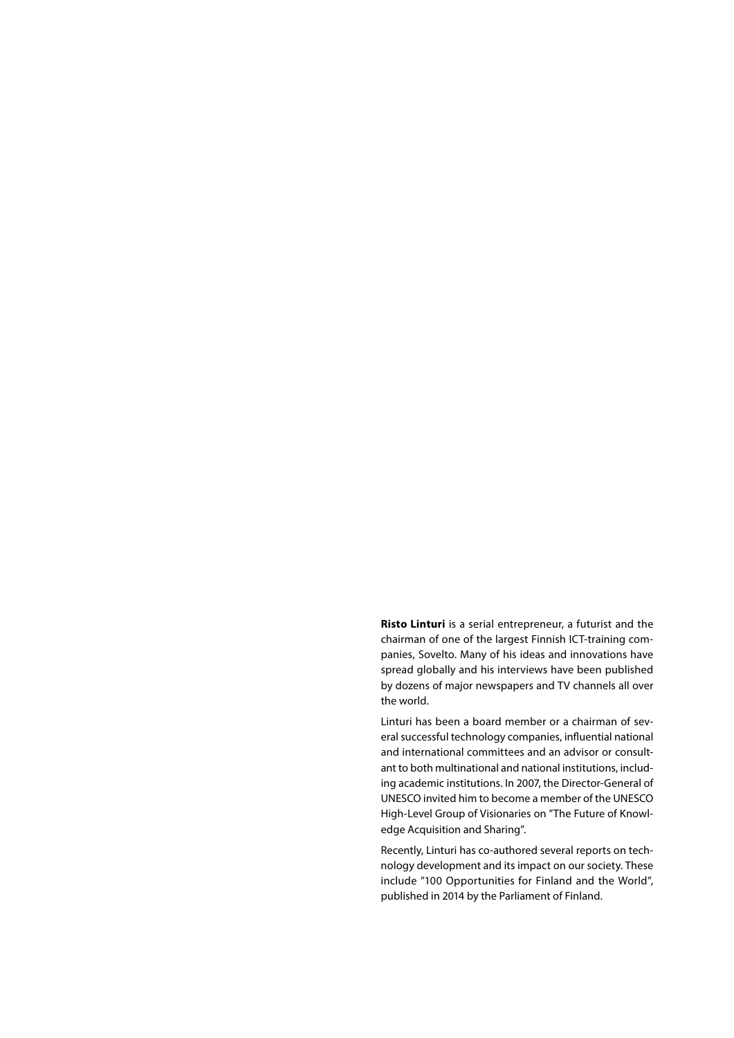**Risto Linturi** is a serial entrepreneur, a futurist and the chairman of one of the largest Finnish ICT-training companies, Sovelto. Many of his ideas and innovations have spread globally and his interviews have been published by dozens of major newspapers and TV channels all over the world.

Linturi has been a board member or a chairman of several successful technology companies, influential national and international committees and an advisor or consultant to both multinational and national institutions, including academic institutions. In 2007, the Director-General of UNESCO invited him to become a member of the UNESCO High-Level Group of Visionaries on "The Future of Knowledge Acquisition and Sharing".

Recently, Linturi has co-authored several reports on technology development and its impact on our society. These include "100 Opportunities for Finland and the World", published in 2014 by the Parliament of Finland.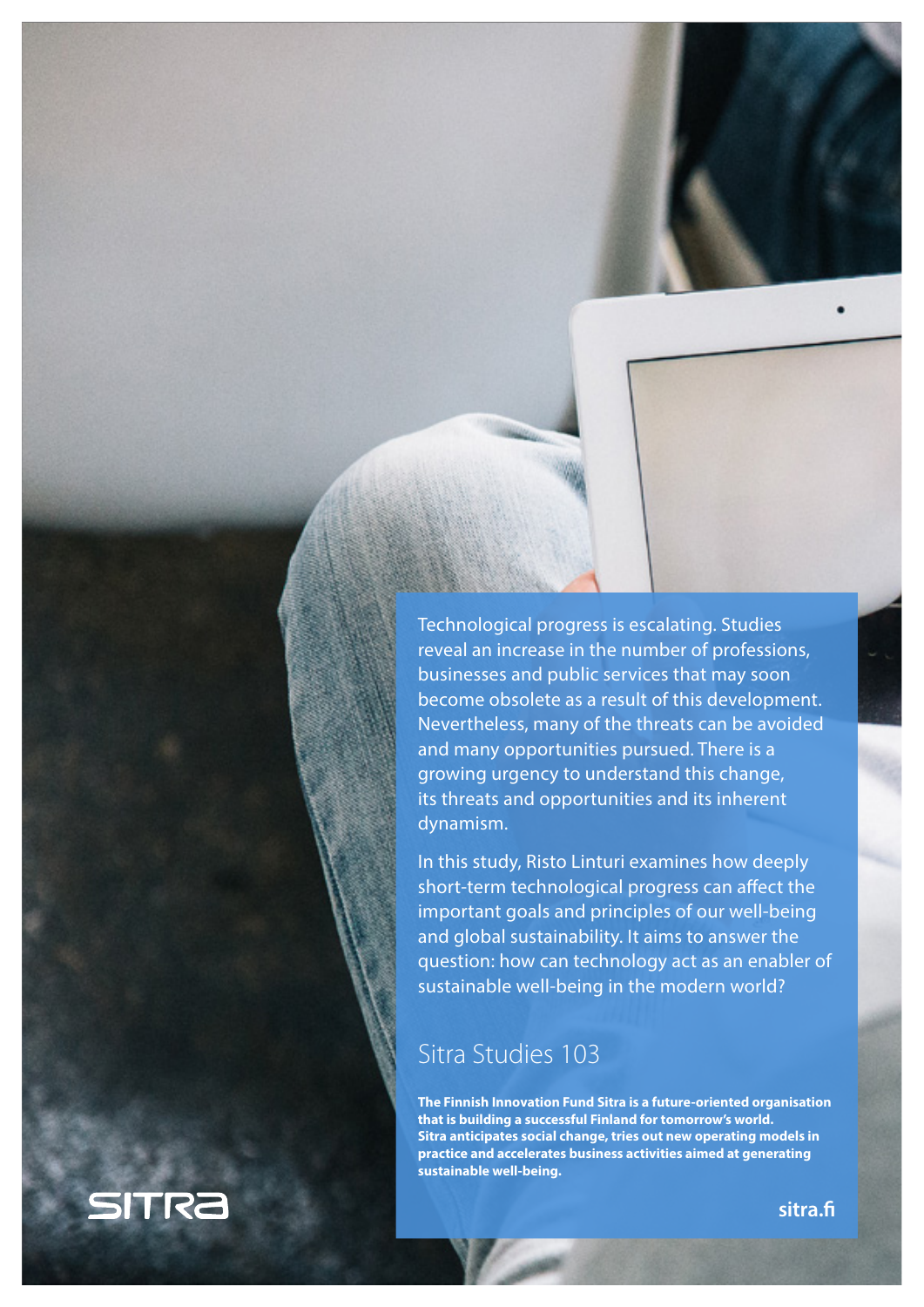Technological progress is escalating. Studies reveal an increase in the number of professions, businesses and public services that may soon become obsolete as a result of this development. Nevertheless, many of the threats can be avoided and many opportunities pursued. There is a growing urgency to understand this change, its threats and opportunities and its inherent dynamism.

In this study, Risto Linturi examines how deeply short-term technological progress can affect the important goals and principles of our well-being and global sustainability. It aims to answer the question: how can technology act as an enabler of sustainable well-being in the modern world?

## Sitra Studies 103

**The Finnish Innovation Fund Sitra is a future-oriented organisation that is building a successful Finland for tomorrow's world. Sitra anticipates social change, tries out new operating models in practice and accelerates business activities aimed at generating sustainable well-being.**

SITRA

**sitra.fi**